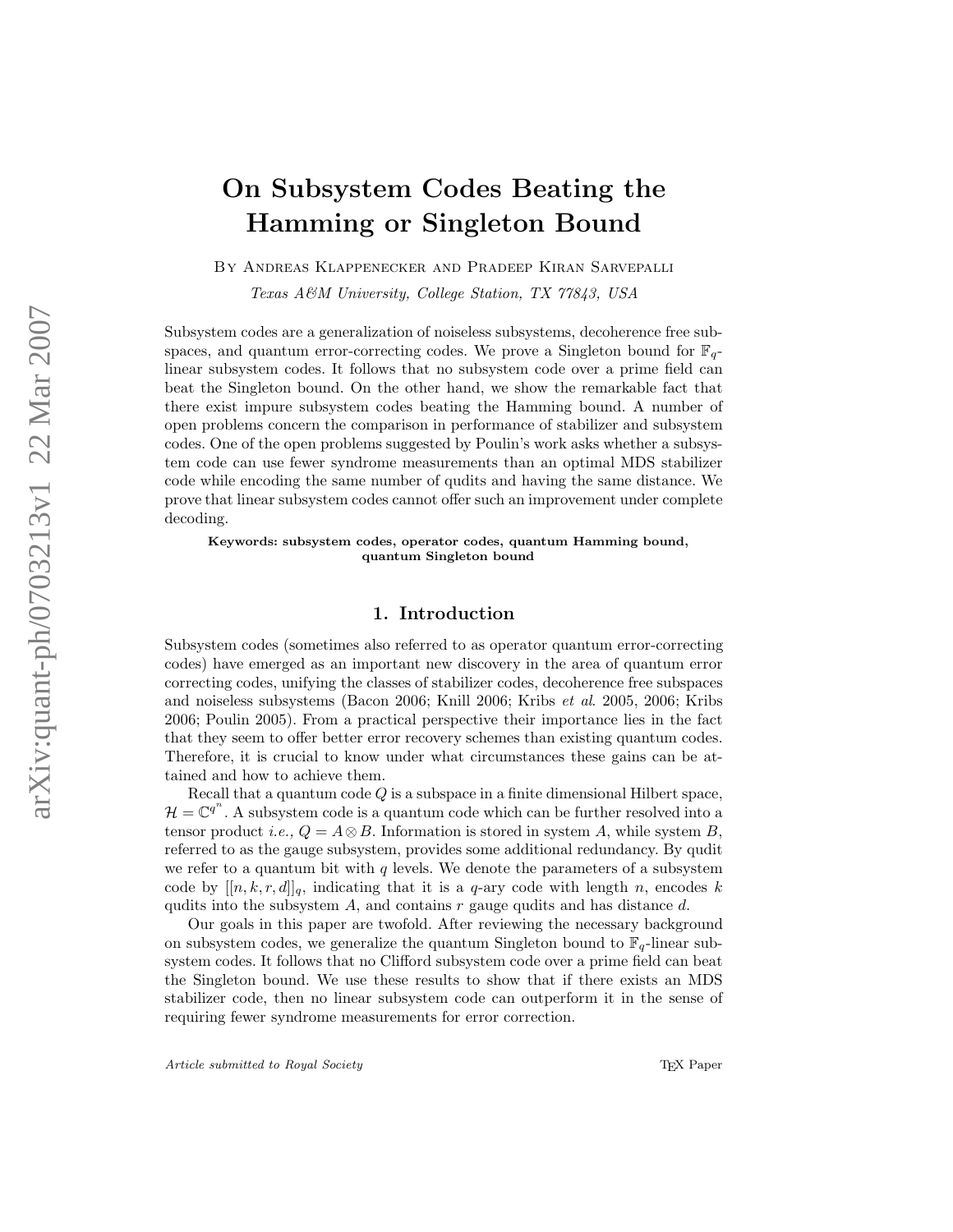# On Subsystem Codes Beating the Hamming or Singleton Bound

By Andreas Klappenecker and Pradeep Kiran Sarvepalli

*Texas A&M University, College Station, TX 77843, USA*

Subsystem codes are a generalization of noiseless subsystems, decoherence free subspaces, and quantum error-correcting codes. We prove a Singleton bound for $\mathbb{F}_q$-linear subsystem codes. It follows that no subsystem code over a prime field can beat the Singleton bound. On the other hand, we show the remarkable fact that there exist impure subsystem codes beating the Hamming bound. A number of open problems concern the comparison in performance of stabilizer and subsystem codes. One of the open problems suggested by Poulin's work asks whether a subsystem code can use fewer syndrome measurements than an optimal MDS stabilizer code while encoding the same number of qudits and having the same distance. We prove that linear subsystem codes cannot offer such an improvement under complete decoding.

**Keywords: subsystem codes, operator codes, quantum Hamming bound, quantum Singleton bound**

## 1. Introduction

Subsystem codes (sometimes also referred to as operator quantum error-correcting codes) have emerged as an important new discovery in the area of quantum error correcting codes, unifying the classes of stabilizer codes, decoherence free subspaces and noiseless subsystems (Bacon 2006; Knill 2006; Kribs *et al*. 2005, 2006; Kribs 2006; Poulin 2005). From a practical perspective their importance lies in the fact that they seem to offer better error recovery schemes than existing quantum codes. Therefore, it is crucial to know under what circumstances these gains can be attained and how to achieve them.

Recall that a quantum code $Q$ is a subspace in a finite dimensional Hilbert space, $\mathcal{H} = \mathbb{C}^{q^n}$. A subsystem code is a quantum code which can be further resolved into a tensor product *i.e.,* $Q = A \otimes B$. Information is stored in system $A$, while system $B$, referred to as the gauge subsystem, provides some additional redundancy. By qudit we refer to a quantum bit with $q$ levels. We denote the parameters of a subsystem code by $[[n, k, r, d]]_q$, indicating that it is a $q$-ary code with length $n$, encodes $k$ qudits into the subsystem $A$, and contains $r$ gauge qudits and has distance $d$.

Our goals in this paper are twofold. After reviewing the necessary background on subsystem codes, we generalize the quantum Singleton bound to $\mathbb{F}_q$-linear subsystem codes. It follows that no Clifford subsystem code over a prime field can beat the Singleton bound. We use these results to show that if there exists an MDS stabilizer code, then no linear subsystem code can outperform it in the sense of requiring fewer syndrome measurements for error correction.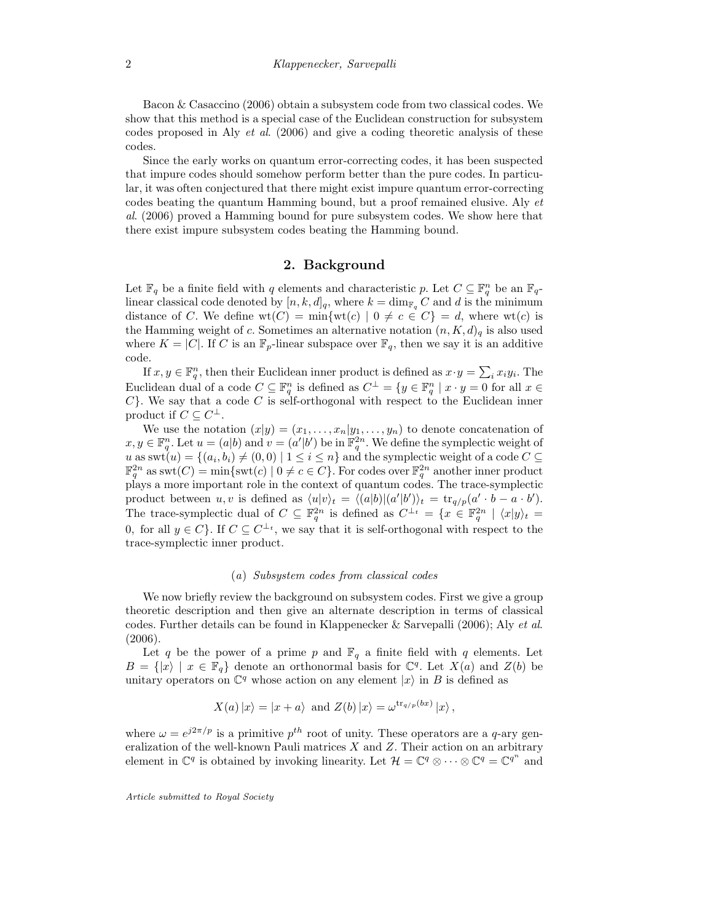Bacon & Casaccino (2006) obtain a subsystem code from two classical codes. We show that this method is a special case of the Euclidean construction for subsystem codes proposed in Aly *et al*. (2006) and give a coding theoretic analysis of these codes.

Since the early works on quantum error-correcting codes, it has been suspected that impure codes should somehow perform better than the pure codes. In particular, it was often conjectured that there might exist impure quantum error-correcting codes beating the quantum Hamming bound, but a proof remained elusive. Aly *et al*. (2006) proved a Hamming bound for pure subsystem codes. We show here that there exist impure subsystem codes beating the Hamming bound.

## 2. Background

Let $\mathbb{F}_q$ be a finite field with $q$ elements and characteristic $p$. Let $C \subseteq \mathbb{F}_q^n$ be an $\mathbb{F}_q$-linear classical code denoted by $[n, k, d]_q$, where $k = \dim_{\mathbb{F}_q} C$ and $d$ is the minimum distance of $C$. We define $\operatorname{wt}(C) = \min\{\operatorname{wt}(c) \mid 0 \neq c \in C\} = d$, where $\operatorname{wt}(c)$ is the Hamming weight of $c$. Sometimes an alternative notation $(n, K, d)_q$ is also used where $K = |C|$. If $C$ is an $\mathbb{F}_p$-linear subspace over $\mathbb{F}_q$, then we say it is an additive code.

If $x, y \in \mathbb{F}_q^n$, then their Euclidean inner product is defined as $x \cdot y = \sum_i x_i y_i$. The Euclidean dual of a code $C \subseteq \mathbb{F}_q^n$ is defined as $C^{\perp} = \{y \in \mathbb{F}_q^n \mid x \cdot y = 0 \text{ for all } x \in C\}$. We say that a code $C$ is self-orthogonal with respect to the Euclidean inner product if $C \subseteq C^{\perp}$.

We use the notation $(x|y) = (x_1, \ldots, x_n | y_1, \ldots, y_n)$ to denote concatenation of $x, y \in \mathbb{F}_q^n$. Let $u = (a|b)$ and $v = (a'|b')$ be in $\mathbb{F}_q^{2n}$. We define the symplectic weight of $u$ as $\operatorname{swt}(u) = \{(a_i, b_i) \neq (0,0) \mid 1 \leq i \leq n\}$ and the symplectic weight of a code $C \subseteq \mathbb{F}_q^{2n}$ as $\operatorname{swt}(C) = \min\{\operatorname{swt}(c) \mid 0 \neq c \in C\}$. For codes over $\mathbb{F}_q^{2n}$ another inner product plays a more important role in the context of quantum codes. The trace-symplectic product between $u, v$ is defined as $\langle u|v \rangle_t = \langle (a|b)|(a'|b') \rangle_t = \operatorname{tr}_{q/p}(a' \cdot b - a \cdot b')$. The trace-symplectic dual of $C \subseteq \mathbb{F}_q^{2n}$ is defined as $C^{\perp_t} = \{x \in \mathbb{F}_q^{2n} \mid \langle x|y \rangle_t = 0, \text{ for all } y \in C\}$. If $C \subseteq C^{\perp_t}$, we say that it is self-orthogonal with respect to the trace-symplectic inner product.

### (a) *Subsystem codes from classical codes*

We now briefly review the background on subsystem codes. First we give a group theoretic description and then give an alternate description in terms of classical codes. Further details can be found in Klappenecker & Sarvepalli (2006); Aly *et al*. (2006).

Let $q$ be the power of a prime $p$ and $\mathbb{F}_q$ a finite field with $q$ elements. Let $B = \{|x\rangle \mid x \in \mathbb{F}_q\}$ denote an orthonormal basis for $\mathbb{C}^q$. Let $X(a)$ and $Z(b)$ be unitary operators on $\mathbb{C}^q$ whose action on any element $|x\rangle$ in $B$ is defined as

$$X(a)\,|x\rangle = |x + a\rangle \text{ and } Z(b)\,|x\rangle = \omega^{\operatorname{tr}_{q/p}(bx)}\,|x\rangle\,,$$

where $\omega = e^{j2\pi/p}$ is a primitive $p^{th}$ root of unity. These operators are a $q$-ary generalization of the well-known Pauli matrices $X$ and $Z$. Their action on an arbitrary element in $\mathbb{C}^q$ is obtained by invoking linearity. Let $\mathcal{H} = \mathbb{C}^q \otimes \cdots \otimes \mathbb{C}^q = \mathbb{C}^{q^n}$ and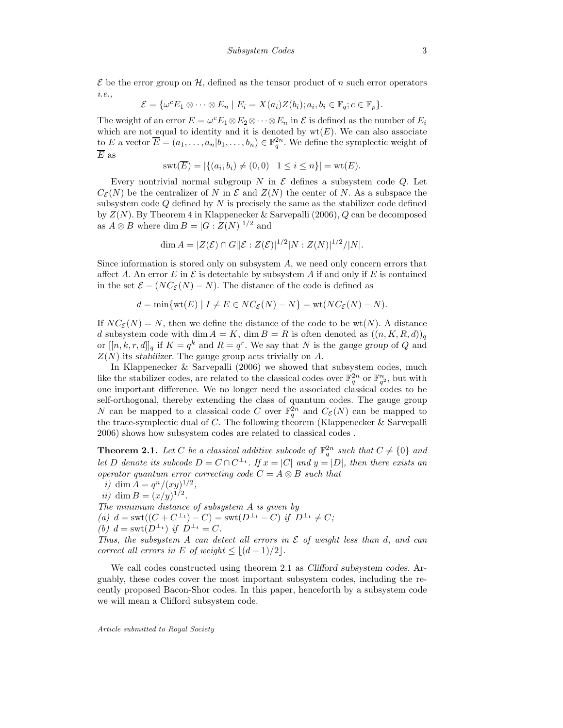$\mathcal{E}$ be the error group on $\mathcal{H}$, defined as the tensor product of $n$ such error operators *i.e.,*

$$\mathcal{E} = \{\omega^c E_1 \otimes \cdots \otimes E_n \mid E_i = X(a_i)Z(b_i); a_i, b_i \in \mathbb{F}_q; c \in \mathbb{F}_p\}.$$

The weight of an error $E = \omega^c E_1 \otimes E_2 \otimes \cdots \otimes E_n$ in $\mathcal{E}$ is defined as the number of $E_i$ which are not equal to identity and it is denoted by $\mathrm{wt}(E)$. We can also associate to $E$ a vector $\overline{E} = (a_1, \ldots, a_n | b_1, \ldots, b_n) \in \mathbb{F}_q^{2n}$. We define the symplectic weight of $\overline{E}$ as

$$\mathrm{swt}(\overline{E}) = |\{(a_i, b_i) \neq (0,0) \mid 1 \leq i \leq n\}| = \mathrm{wt}(E).$$

Every nontrivial normal subgroup $N$ in $\mathcal{E}$ defines a subsystem code $Q$. Let $C_{\mathcal{E}}(N)$ be the centralizer of $N$ in $\mathcal{E}$ and $Z(N)$ the center of $N$. As a subspace the subsystem code $Q$ defined by $N$ is precisely the same as the stabilizer code defined by $Z(N)$. By Theorem 4 in Klappenecker & Sarvepalli (2006), $Q$ can be decomposed as $A \otimes B$ where $\dim B = |G : Z(N)|^{1/2}$ and

$$\dim A = |Z(\mathcal{E}) \cap G||\mathcal{E} : Z(\mathcal{E})|^{1/2}|N : Z(N)|^{1/2}/|N|.$$

Since information is stored only on subsystem $A$, we need only concern errors that affect $A$. An error $E$ in $\mathcal{E}$ is detectable by subsystem $A$ if and only if $E$ is contained in the set $\mathcal{E} - (NC_{\mathcal{E}}(N) - N)$. The distance of the code is defined as

$$d = \min\{\mathrm{wt}(E) \mid I \neq E \in NC_{\mathcal{E}}(N) - N\} = \mathrm{wt}(NC_{\mathcal{E}}(N) - N).$$

If $NC_{\mathcal{E}}(N) = N$, then we define the distance of the code to be $\mathrm{wt}(N)$. A distance $d$ subsystem code with $\dim A = K$, $\dim B = R$ is often denoted as $((n, K, R, d))_q$ or $[[n, k, r, d]]_q$ if $K = q^k$ and $R = q^r$. We say that $N$ is the *gauge group* of $Q$ and $Z(N)$ its *stabilizer*. The gauge group acts trivially on $A$.

In Klappenecker & Sarvepalli (2006) we showed that subsystem codes, much like the stabilizer codes, are related to the classical codes over $\mathbb{F}_q^{2n}$ or $\mathbb{F}_{q^2}^n$, but with one important difference. We no longer need the associated classical codes to be self-orthogonal, thereby extending the class of quantum codes. The gauge group $N$ can be mapped to a classical code $C$ over $\mathbb{F}_q^{2n}$ and $C_{\mathcal{E}}(N)$ can be mapped to the trace-symplectic dual of $C$. The following theorem (Klappenecker & Sarvepalli 2006) shows how subsystem codes are related to classical codes .

**Theorem 2.1.** *Let $C$ be a classical additive subcode of $\mathbb{F}_q^{2n}$ such that $C \neq \{0\}$ and let $D$ denote its subcode $D = C \cap C^{\perp_t}$. If $x = |C|$ and $y = |D|$, then there exists an operator quantum error correcting code $C = A \otimes B$ such that*

*i)* $\dim A = q^n/(xy)^{1/2}$,

*ii)* $\dim B = (x/y)^{1/2}$.

*The minimum distance of subsystem $A$ is given by*

*(a)* $d = \mathrm{swt}((C + C^{\perp_t}) - C) = \mathrm{swt}(D^{\perp_t} - C)$ *if* $D^{\perp_t} \neq C$;

*(b)* $d = \mathrm{swt}(D^{\perp_t})$ *if* $D^{\perp_t} = C$.

*Thus, the subsystem $A$ can detect all errors in $\mathcal{E}$ of weight less than $d$, and can correct all errors in $E$ of weight $\leq \lfloor (d-1)/2 \rfloor$.*

We call codes constructed using theorem 2.1 as *Clifford subsystem codes*. Arguably, these codes cover the most important subsystem codes, including the recently proposed Bacon-Shor codes. In this paper, henceforth by a subsystem code we will mean a Clifford subsystem code.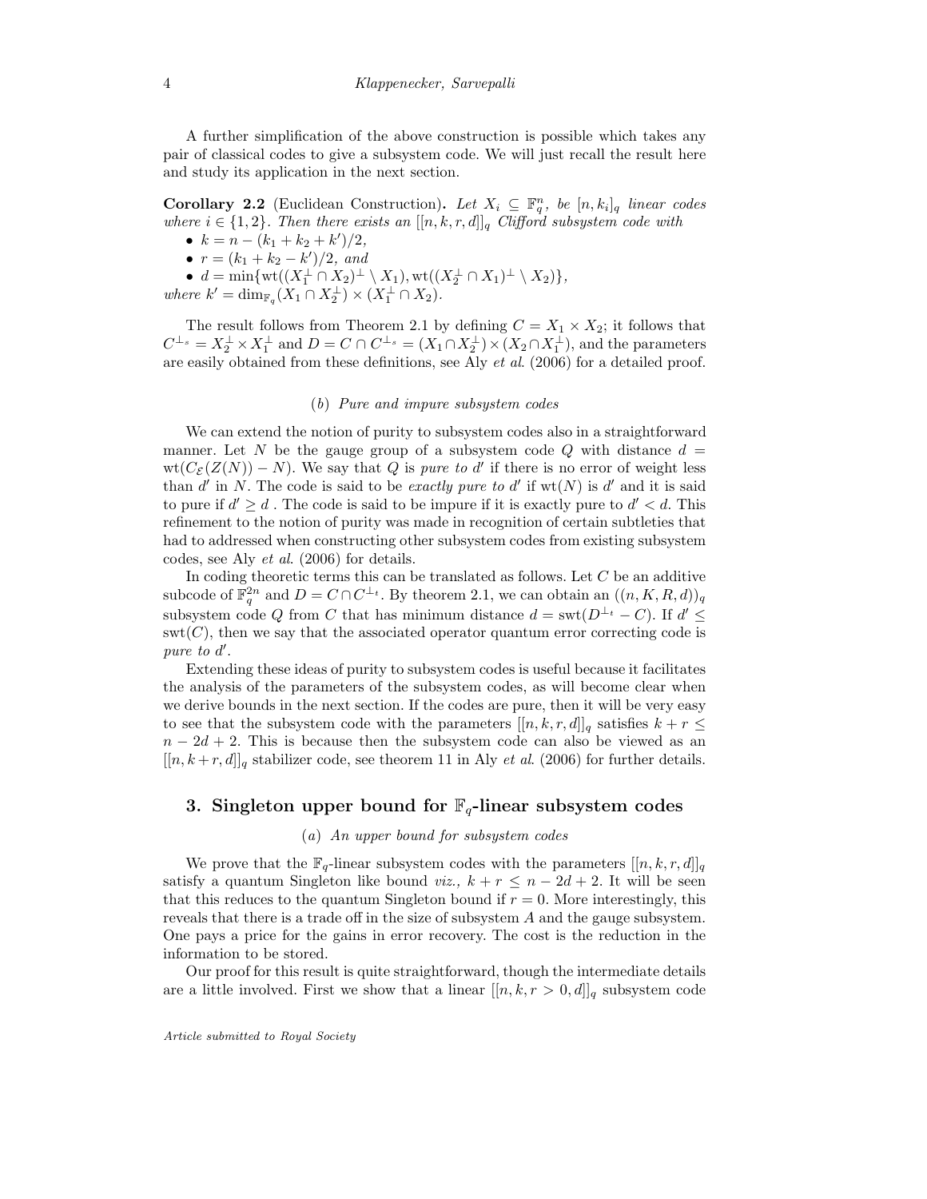A further simplification of the above construction is possible which takes any pair of classical codes to give a subsystem code. We will just recall the result here and study its application in the next section.

**Corollary 2.2** (Euclidean Construction)**.** *Let $X_i \subseteq \mathbb{F}_q^n$, be $[n, k_i]_q$ linear codes where $i \in \{1, 2\}$. Then there exists an $[[n, k, r, d]]_q$ Clifford subsystem code with*

- $k = n - (k_1 + k_2 + k')/2$,
- $r = (k_1 + k_2 - k')/2$, *and*
- $d = \min\{\mathrm{wt}((X_1^\perp \cap X_2)^\perp \setminus X_1), \mathrm{wt}((X_2^\perp \cap X_1)^\perp \setminus X_2)\}$,

*where $k' = \dim_{\mathbb{F}_q}(X_1 \cap X_2^\perp) \times (X_1^\perp \cap X_2)$.*

The result follows from Theorem 2.1 by defining $C = X_1 \times X_2$; it follows that $C^{\perp_s} = X_2^\perp \times X_1^\perp$ and $D = C \cap C^{\perp_s} = (X_1 \cap X_2^\perp) \times (X_2 \cap X_1^\perp)$, and the parameters are easily obtained from these definitions, see Aly *et al.* (2006) for a detailed proof.

### (*b*) *Pure and impure subsystem codes*

We can extend the notion of purity to subsystem codes also in a straightforward manner. Let $N$ be the gauge group of a subsystem code $Q$ with distance $d = \mathrm{wt}(C_{\mathcal{E}}(Z(N)) - N)$. We say that $Q$ is *pure to* $d'$ if there is no error of weight less than $d'$ in $N$. The code is said to be *exactly pure to* $d'$ if $\mathrm{wt}(N)$ is $d'$ and it is said to pure if $d' \geq d$ . The code is said to be impure if it is exactly pure to $d' < d$. This refinement to the notion of purity was made in recognition of certain subtleties that had to addressed when constructing other subsystem codes from existing subsystem codes, see Aly *et al.* (2006) for details.

In coding theoretic terms this can be translated as follows. Let $C$ be an additive subcode of $\mathbb{F}_q^{2n}$ and $D = C \cap C^{\perp_t}$. By theorem 2.1, we can obtain an $((n, K, R, d))_q$ subsystem code $Q$ from $C$ that has minimum distance $d = \mathrm{swt}(D^{\perp_t} - C)$. If $d' \leq \mathrm{swt}(C)$, then we say that the associated operator quantum error correcting code is *pure to* $d'$.

Extending these ideas of purity to subsystem codes is useful because it facilitates the analysis of the parameters of the subsystem codes, as will become clear when we derive bounds in the next section. If the codes are pure, then it will be very easy to see that the subsystem code with the parameters $[[n, k, r, d]]_q$ satisfies $k + r \leq n - 2d + 2$. This is because then the subsystem code can also be viewed as an $[[n, k + r, d]]_q$ stabilizer code, see theorem 11 in Aly *et al.* (2006) for further details.

## 3. Singleton upper bound for $\mathbb{F}_q$-linear subsystem codes

### (*a*) *An upper bound for subsystem codes*

We prove that the $\mathbb{F}_q$-linear subsystem codes with the parameters $[[n, k, r, d]]_q$ satisfy a quantum Singleton like bound *viz.,* $k + r \leq n - 2d + 2$. It will be seen that this reduces to the quantum Singleton bound if $r = 0$. More interestingly, this reveals that there is a trade off in the size of subsystem $A$ and the gauge subsystem. One pays a price for the gains in error recovery. The cost is the reduction in the information to be stored.

Our proof for this result is quite straightforward, though the intermediate details are a little involved. First we show that a linear $[[n, k, r > 0, d]]_q$ subsystem code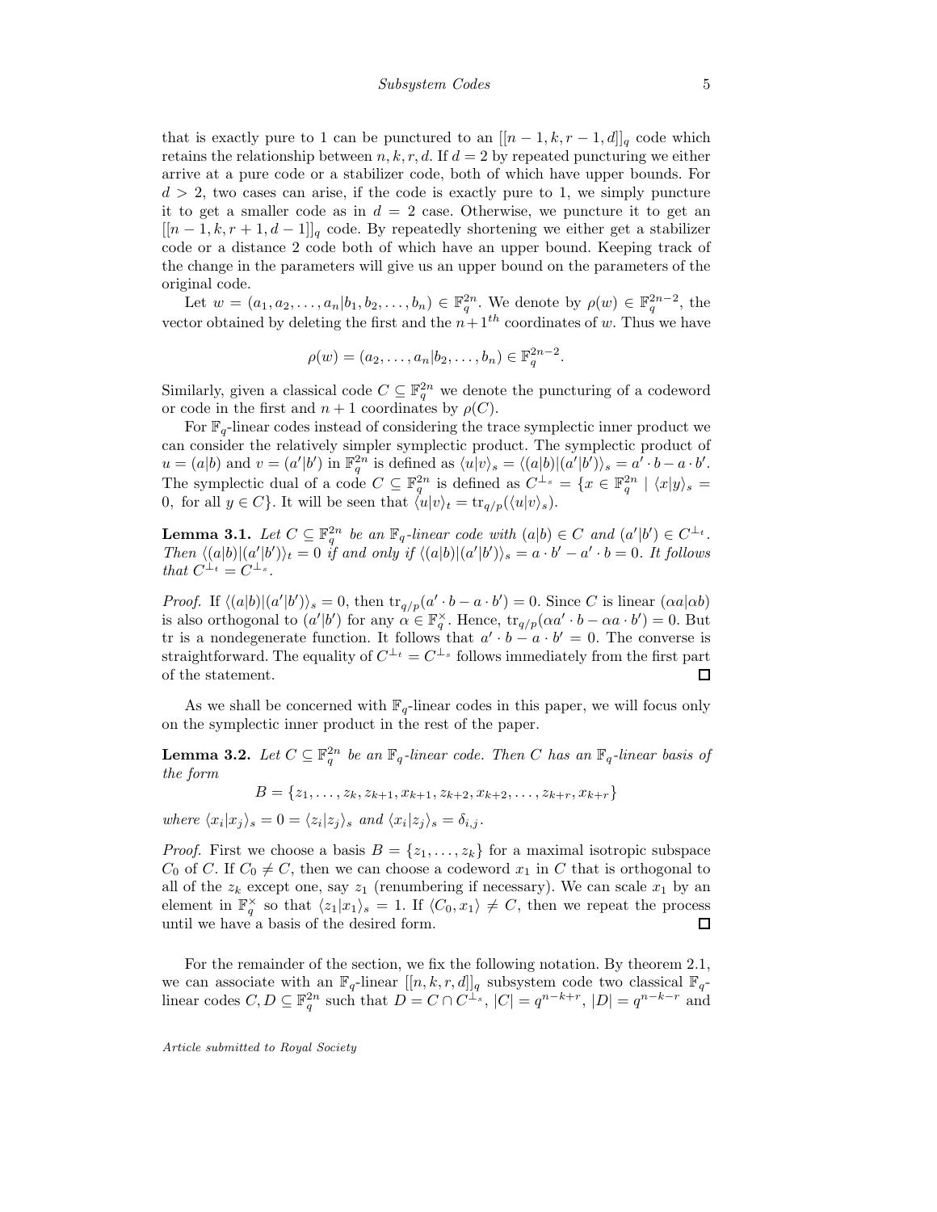that is exactly pure to 1 can be punctured to an $[[n-1,k,r-1,d]]_q$ code which retains the relationship between $n,k,r,d$. If $d=2$ by repeated puncturing we either arrive at a pure code or a stabilizer code, both of which have upper bounds. For $d>2$, two cases can arise, if the code is exactly pure to 1, we simply puncture it to get a smaller code as in $d=2$ case. Otherwise, we puncture it to get an $[[n-1,k,r+1,d-1]]_q$ code. By repeatedly shortening we either get a stabilizer code or a distance 2 code both of which have an upper bound. Keeping track of the change in the parameters will give us an upper bound on the parameters of the original code.

Let $w=(a_1,a_2,\ldots,a_n|b_1,b_2,\ldots,b_n)\in\mathbb{F}_q^{2n}$. We denote by $\rho(w)\in\mathbb{F}_q^{2n-2}$, the vector obtained by deleting the first and the $n+1^{th}$ coordinates of $w$. Thus we have

$$\rho(w)=(a_2,\ldots,a_n|b_2,\ldots,b_n)\in\mathbb{F}_q^{2n-2}.$$

Similarly, given a classical code $C\subseteq\mathbb{F}_q^{2n}$ we denote the puncturing of a codeword or code in the first and $n+1$ coordinates by $\rho(C)$.

For $\mathbb{F}_q$-linear codes instead of considering the trace symplectic inner product we can consider the relatively simpler symplectic product. The symplectic product of $u=(a|b)$ and $v=(a'|b')$ in $\mathbb{F}_q^{2n}$ is defined as $\langle u|v\rangle_s=\langle (a|b)|(a'|b')\rangle_s=a'\cdot b-a\cdot b'$. The symplectic dual of a code $C\subseteq\mathbb{F}_q^{2n}$ is defined as $C^{\perp_s}=\{x\in\mathbb{F}_q^{2n}\mid \langle x|y\rangle_s=0,\text{ for all } y\in C\}$. It will be seen that $\langle u|v\rangle_t=\operatorname{tr}_{q/p}(\langle u|v\rangle_s)$.

**Lemma 3.1.** *Let $C\subseteq\mathbb{F}_q^{2n}$ be an $\mathbb{F}_q$-linear code with $(a|b)\in C$ and $(a'|b')\in C^{\perp_t}$. Then $\langle (a|b)|(a'|b')\rangle_t=0$ if and only if $\langle (a|b)|(a'|b')\rangle_s=a\cdot b'-a'\cdot b=0$. It follows that $C^{\perp_t}=C^{\perp_s}$.*

*Proof.* If $\langle (a|b)|(a'|b')\rangle_s=0$, then $\operatorname{tr}_{q/p}(a'\cdot b-a\cdot b')=0$. Since $C$ is linear $(\alpha a|\alpha b)$ is also orthogonal to $(a'|b')$ for any $\alpha\in\mathbb{F}_q^\times$. Hence, $\operatorname{tr}_{q/p}(\alpha a'\cdot b-\alpha a\cdot b')=0$. But tr is a nondegenerate function. It follows that $a'\cdot b-a\cdot b'=0$. The converse is straightforward. The equality of $C^{\perp_t}=C^{\perp_s}$ follows immediately from the first part of the statement. □

As we shall be concerned with $\mathbb{F}_q$-linear codes in this paper, we will focus only on the symplectic inner product in the rest of the paper.

**Lemma 3.2.** *Let $C\subseteq\mathbb{F}_q^{2n}$ be an $\mathbb{F}_q$-linear code. Then $C$ has an $\mathbb{F}_q$-linear basis of the form*

$$B=\{z_1,\ldots,z_k,z_{k+1},x_{k+1},z_{k+2},x_{k+2},\ldots,z_{k+r},x_{k+r}\}$$

*where $\langle x_i|x_j\rangle_s=0=\langle z_i|z_j\rangle_s$ and $\langle x_i|z_j\rangle_s=\delta_{i,j}$.*

*Proof.* First we choose a basis $B=\{z_1,\ldots,z_k\}$ for a maximal isotropic subspace $C_0$ of $C$. If $C_0\neq C$, then we can choose a codeword $x_1$ in $C$ that is orthogonal to all of the $z_k$ except one, say $z_1$ (renumbering if necessary). We can scale $x_1$ by an element in $\mathbb{F}_q^\times$ so that $\langle z_1|x_1\rangle_s=1$. If $\langle C_0,x_1\rangle\neq C$, then we repeat the process until we have a basis of the desired form. □

For the remainder of the section, we fix the following notation. By theorem 2.1, we can associate with an $\mathbb{F}_q$-linear $[[n,k,r,d]]_q$ subsystem code two classical $\mathbb{F}_q$-linear codes $C,D\subseteq\mathbb{F}_q^{2n}$ such that $D=C\cap C^{\perp_s}$, $|C|=q^{n-k+r}$, $|D|=q^{n-k-r}$ and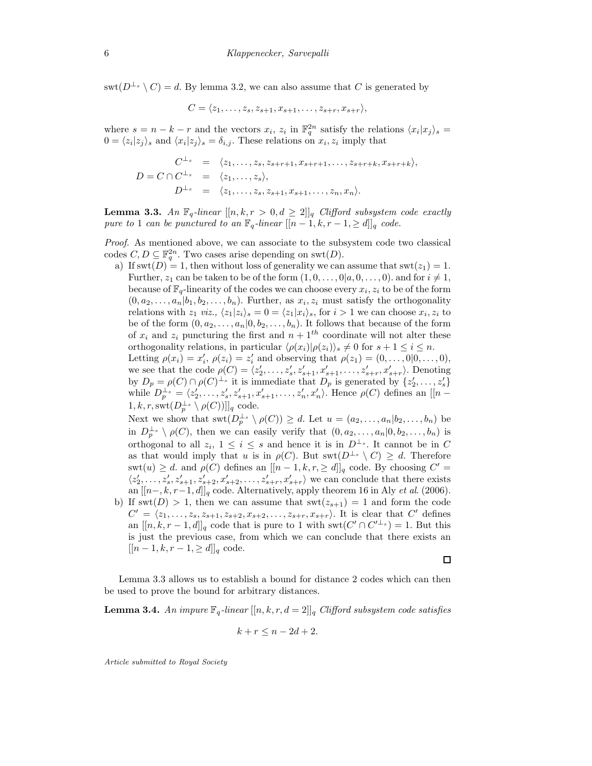$\mathrm{swt}(D^{\perp_s} \setminus C) = d$. By lemma 3.2, we can also assume that $C$ is generated by

$$C = \langle z_1, \ldots, z_s, z_{s+1}, x_{s+1}, \ldots, z_{s+r}, x_{s+r} \rangle,$$

where $s = n - k - r$ and the vectors $x_i$, $z_i$ in $\mathbb{F}_q^{2n}$ satisfy the relations $\langle x_i | x_j \rangle_s = 0 = \langle z_i | z_j \rangle_s$ and $\langle x_i | z_j \rangle_s = \delta_{i,j}$. These relations on $x_i, z_i$ imply that

$$\begin{aligned}
C^{\perp_s} &= \langle z_1, \ldots, z_s, z_{s+r+1}, x_{s+r+1}, \ldots, z_{s+r+k}, x_{s+r+k} \rangle, \\
D = C \cap C^{\perp_s} &= \langle z_1, \ldots, z_s \rangle, \\
D^{\perp_s} &= \langle z_1, \ldots, z_s, z_{s+1}, x_{s+1}, \ldots, z_n, x_n \rangle.
\end{aligned}$$

**Lemma 3.3.** *An $\mathbb{F}_q$-linear $[[n, k, r > 0, d \geq 2]]_q$ Clifford subsystem code exactly pure to 1 can be punctured to an $\mathbb{F}_q$-linear $[[n-1, k, r-1, \geq d]]_q$ code.*

*Proof.* As mentioned above, we can associate to the subsystem code two classical codes $C, D \subseteq \mathbb{F}_q^{2n}$. Two cases arise depending on $\mathrm{swt}(D)$.

a) If $\mathrm{swt}(D) = 1$, then without loss of generality we can assume that $\mathrm{swt}(z_1) = 1$. Further, $z_1$ can be taken to be of the form $(1, 0, \ldots, 0 | a, 0, \ldots, 0)$. and for $i \neq 1$, because of $\mathbb{F}_q$-linearity of the codes we can choose every $x_i, z_i$ to be of the form $(0, a_2, \ldots, a_n | b_1, b_2, \ldots, b_n)$. Further, as $x_i, z_i$ must satisfy the orthogonality relations with $z_1$ *viz.*, $\langle z_1 | z_i \rangle_s = 0 = \langle z_1 | x_i \rangle_s$, for $i > 1$ we can choose $x_i, z_i$ to be of the form $(0, a_2, \ldots, a_n | 0, b_2, \ldots, b_n)$. It follows that because of the form of $x_i$ and $z_i$ puncturing the first and $n+1^{th}$ coordinate will not alter these orthogonality relations, in particular $\langle \rho(x_i) | \rho(z_i) \rangle_s \neq 0$ for $s + 1 \leq i \leq n$.
Letting $\rho(x_i) = x_i'$, $\rho(z_i) = z_i'$ and observing that $\rho(z_1) = (0, \ldots, 0 | 0, \ldots, 0)$, we see that the code $\rho(C) = \langle z_2', \ldots, z_s', z_{s+1}', x_{s+1}', \ldots, z_{s+r}', x_{s+r}' \rangle$. Denoting by $D_p = \rho(C) \cap \rho(C)^{\perp_s}$ it is immediate that $D_p$ is generated by $\{z_2', \ldots, z_s'\}$ while $D_p^{\perp_s} = \langle z_2', \ldots, z_s', z_{s+1}', x_{s+1}', \ldots, z_n', x_n' \rangle$. Hence $\rho(C)$ defines an $[[n-1, k, r, \mathrm{swt}(D_p^{\perp_s} \setminus \rho(C))]]_q$ code.
Next we show that $\mathrm{swt}(D_p^{\perp_s} \setminus \rho(C)) \geq d$. Let $u = (a_2, \ldots, a_n | b_2, \ldots, b_n)$ be in $D_p^{\perp_s} \setminus \rho(C)$, then we can easily verify that $(0, a_2, \ldots, a_n | 0, b_2, \ldots, b_n)$ is orthogonal to all $z_i$, $1 \leq i \leq s$ and hence it is in $D^{\perp_s}$. It cannot be in $C$ as that would imply that $u$ is in $\rho(C)$. But $\mathrm{swt}(D^{\perp_s} \setminus C) \geq d$. Therefore $\mathrm{swt}(u) \geq d$. and $\rho(C)$ defines an $[[n-1, k, r, \geq d]]_q$ code. By choosing $C' = \langle z_2', \ldots, z_s', z_{s+1}', z_{s+2}', x_{s+2}', \ldots, z_{s+r}', x_{s+r}' \rangle$ we can conclude that there exists an $[[n-, k, r-1, d]]_q$ code. Alternatively, apply theorem 16 in Aly *et al.* (2006).

b) If $\mathrm{swt}(D) > 1$, then we can assume that $\mathrm{swt}(z_{s+1}) = 1$ and form the code $C' = \langle z_1, \ldots, z_s, z_{s+1}, z_{s+2}, x_{s+2}, \ldots, z_{s+r}, x_{s+r} \rangle$. It is clear that $C'$ defines an $[[n, k, r-1, d]]_q$ code that is pure to 1 with $\mathrm{swt}(C' \cap C'^{\perp_s}) = 1$. But this is just the previous case, from which we can conclude that there exists an $[[n-1, k, r-1, \geq d]]_q$ code.

□

Lemma 3.3 allows us to establish a bound for distance 2 codes which can then be used to prove the bound for arbitrary distances.

**Lemma 3.4.** *An impure $\mathbb{F}_q$-linear $[[n, k, r, d = 2]]_q$ Clifford subsystem code satisfies*

$$k + r \leq n - 2d + 2.$$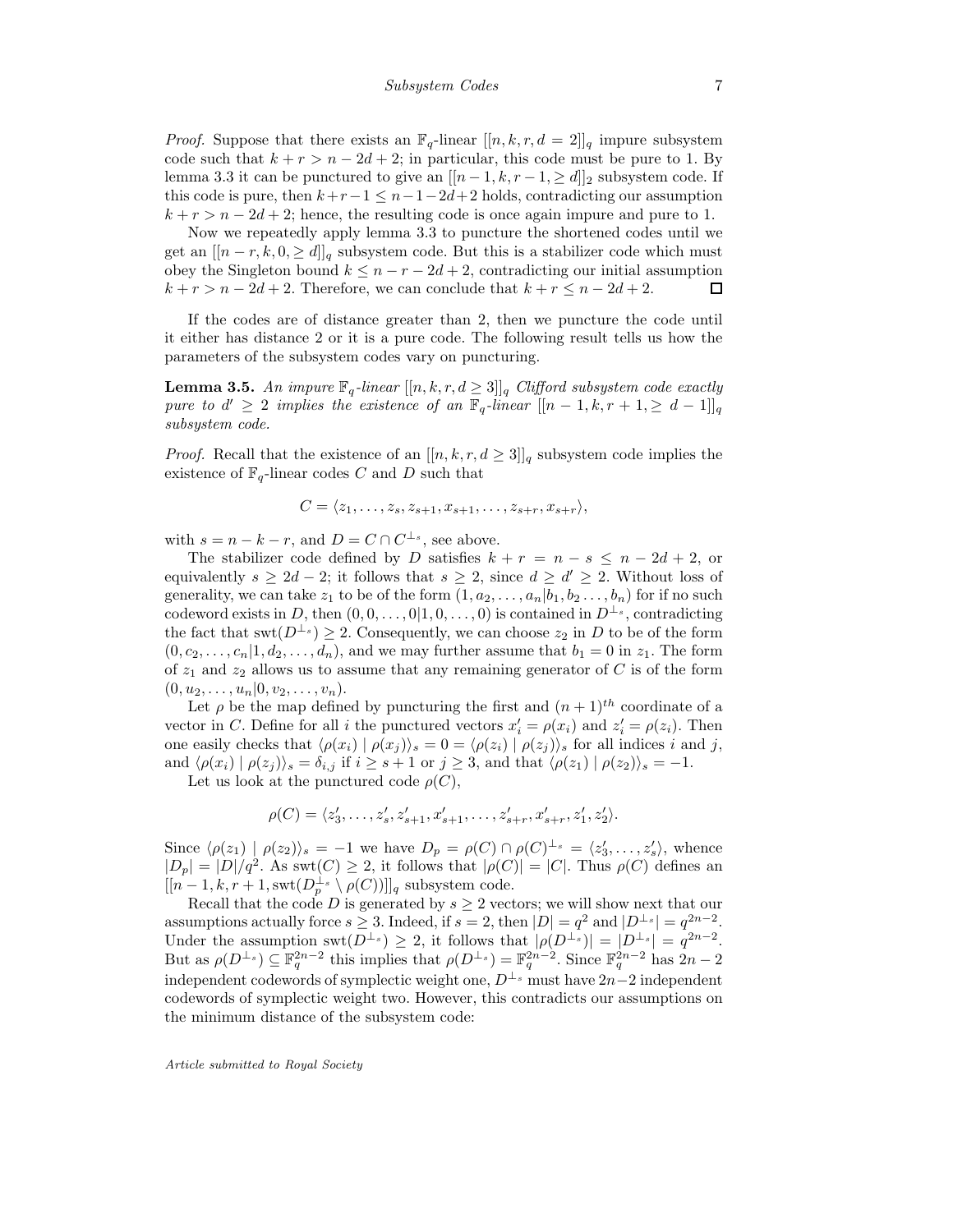*Proof.* Suppose that there exists an $\mathbb{F}_q$-linear $[[n, k, r, d = 2]]_q$ impure subsystem code such that $k + r > n - 2d + 2$; in particular, this code must be pure to 1. By lemma 3.3 it can be punctured to give an $[[n-1, k, r-1, \geq d]]_2$ subsystem code. If this code is pure, then $k+r-1 \leq n-1-2d+2$ holds, contradicting our assumption $k + r > n - 2d + 2$; hence, the resulting code is once again impure and pure to 1.

Now we repeatedly apply lemma 3.3 to puncture the shortened codes until we get an $[[n - r, k, 0, \geq d]]_q$ subsystem code. But this is a stabilizer code which must obey the Singleton bound $k \leq n - r - 2d + 2$, contradicting our initial assumption $k + r > n - 2d + 2$. Therefore, we can conclude that $k + r \leq n - 2d + 2$. □

If the codes are of distance greater than 2, then we puncture the code until it either has distance 2 or it is a pure code. The following result tells us how the parameters of the subsystem codes vary on puncturing.

**Lemma 3.5.** *An impure $\mathbb{F}_q$-linear $[[n, k, r, d \geq 3]]_q$ Clifford subsystem code exactly pure to $d' \geq 2$ implies the existence of an $\mathbb{F}_q$-linear $[[n - 1, k, r + 1, \geq d - 1]]_q$ subsystem code.*

*Proof.* Recall that the existence of an $[[n, k, r, d \geq 3]]_q$ subsystem code implies the existence of $\mathbb{F}_q$-linear codes $C$ and $D$ such that

$$C = \langle z_1, \ldots, z_s, z_{s+1}, x_{s+1}, \ldots, z_{s+r}, x_{s+r} \rangle,$$

with $s = n - k - r$, and $D = C \cap C^{\perp_s}$, see above.

The stabilizer code defined by $D$ satisfies $k + r = n - s \leq n - 2d + 2$, or equivalently $s \geq 2d - 2$; it follows that $s \geq 2$, since $d \geq d' \geq 2$. Without loss of generality, we can take $z_1$ to be of the form $(1, a_2, \ldots, a_n|b_1, b_2 \ldots, b_n)$ for if no such codeword exists in $D$, then $(0, 0, \ldots, 0|1, 0, \ldots, 0)$ is contained in $D^{\perp_s}$, contradicting the fact that $\mathrm{swt}(D^{\perp_s}) \geq 2$. Consequently, we can choose $z_2$ in $D$ to be of the form $(0, c_2, \ldots, c_n|1, d_2, \ldots, d_n)$, and we may further assume that $b_1 = 0$ in $z_1$. The form of $z_1$ and $z_2$ allows us to assume that any remaining generator of $C$ is of the form $(0, u_2, \ldots, u_n|0, v_2, \ldots, v_n)$.

Let $\rho$ be the map defined by puncturing the first and $(n + 1)^{th}$ coordinate of a vector in $C$. Define for all $i$ the punctured vectors $x'_i = \rho(x_i)$ and $z'_i = \rho(z_i)$. Then one easily checks that $\langle \rho(x_i) \mid \rho(x_j) \rangle_s = 0 = \langle \rho(z_i) \mid \rho(z_j) \rangle_s$ for all indices $i$ and $j$, and $\langle \rho(x_i) \mid \rho(z_j) \rangle_s = \delta_{i,j}$ if $i \geq s + 1$ or $j \geq 3$, and that $\langle \rho(z_1) \mid \rho(z_2) \rangle_s = -1$.

Let us look at the punctured code $\rho(C)$,

$$\rho(C) = \langle z'_3, \ldots, z'_s, z'_{s+1}, x'_{s+1}, \ldots, z'_{s+r}, x'_{s+r}, z'_1, z'_2 \rangle.$$

Since $\langle \rho(z_1) \mid \rho(z_2) \rangle_s = -1$ we have $D_p = \rho(C) \cap \rho(C)^{\perp_s} = \langle z'_3, \ldots, z'_s \rangle$, whence $|D_p| = |D|/q^2$. As $\mathrm{swt}(C) \geq 2$, it follows that $|\rho(C)| = |C|$. Thus $\rho(C)$ defines an $[[n - 1, k, r + 1, \mathrm{swt}(D_p^{\perp_s} \setminus \rho(C))]]_q$ subsystem code.

Recall that the code $D$ is generated by $s \geq 2$ vectors; we will show next that our assumptions actually force $s \geq 3$. Indeed, if $s = 2$, then $|D| = q^2$ and $|D^{\perp_s}| = q^{2n-2}$. Under the assumption $\mathrm{swt}(D^{\perp_s}) \geq 2$, it follows that $|\rho(D^{\perp_s})| = |D^{\perp_s}| = q^{2n-2}$. But as $\rho(D^{\perp_s}) \subseteq \mathbb{F}_q^{2n-2}$ this implies that $\rho(D^{\perp_s}) = \mathbb{F}_q^{2n-2}$. Since $\mathbb{F}_q^{2n-2}$ has $2n - 2$ independent codewords of symplectic weight one, $D^{\perp_s}$ must have $2n-2$ independent codewords of symplectic weight two. However, this contradicts our assumptions on the minimum distance of the subsystem code: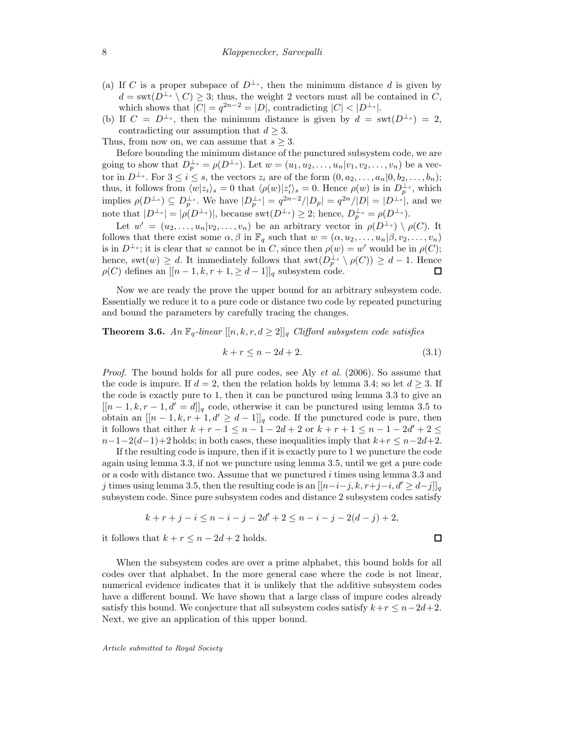(a) If $C$ is a proper subspace of $D^{\perp_s}$, then the minimum distance $d$ is given by $d = \operatorname{swt}(D^{\perp_s} \setminus C) \geq 3$; thus, the weight 2 vectors must all be contained in $C$, which shows that $|C| = q^{2n-2} = |D|$, contradicting $|C| < |D^{\perp_s}|$.

(b) If $C = D^{\perp_s}$, then the minimum distance is given by $d = \operatorname{swt}(D^{\perp_s}) = 2$, contradicting our assumption that $d \geq 3$.

Thus, from now on, we can assume that $s \geq 3$.

Before bounding the minimum distance of the punctured subsystem code, we are going to show that $D_p^{\perp_s} = \rho(D^{\perp_s})$. Let $w = (u_1, u_2, \ldots, u_n | v_1, v_2, \ldots, v_n)$ be a vector in $D^{\perp_s}$. For $3 \leq i \leq s$, the vectors $z_i$ are of the form $(0, a_2, \ldots, a_n | 0, b_2, \ldots, b_n)$; thus, it follows from $\langle w | z_i \rangle_s = 0$ that $\langle \rho(w) | z_i' \rangle_s = 0$. Hence $\rho(w)$ is in $D_p^{\perp_s}$, which implies $\rho(D^{\perp_s}) \subseteq D_p^{\perp_s}$. We have $|D_p^{\perp_s}| = q^{2n-2}/|D_p| = q^{2n}/|D| = |D^{\perp_s}|$, and we note that $|D^{\perp_s}| = |\rho(D^{\perp_s})|$, because $\operatorname{swt}(D^{\perp_s}) \geq 2$; hence, $D_p^{\perp_s} = \rho(D^{\perp_s})$.

Let $w' = (u_2, \ldots, u_n | v_2, \ldots, v_n)$ be an arbitrary vector in $\rho(D^{\perp_s}) \setminus \rho(C)$. It follows that there exist some $\alpha, \beta$ in $\mathbb{F}_q$ such that $w = (\alpha, u_2, \ldots, u_n | \beta, v_2, \ldots, v_n)$ is in $D^{\perp_s}$; it is clear that $w$ cannot be in $C$, since then $\rho(w) = w'$ would be in $\rho(C)$; hence, $\operatorname{swt}(w) \geq d$. It immediately follows that $\operatorname{swt}(D_p^{\perp_s} \setminus \rho(C)) \geq d - 1$. Hence $\rho(C)$ defines an $[[n-1, k, r+1, \geq d-1]]_q$ subsystem code. □

Now we are ready the prove the upper bound for an arbitrary subsystem code. Essentially we reduce it to a pure code or distance two code by repeated puncturing and bound the parameters by carefully tracing the changes.

**Theorem 3.6.** *An $\mathbb{F}_q$-linear $[[n, k, r, d \geq 2]]_q$ Clifford subsystem code satisfies*

$$k + r \leq n - 2d + 2. \tag{3.1}$$

*Proof.* The bound holds for all pure codes, see Aly *et al.* (2006). So assume that the code is impure. If $d = 2$, then the relation holds by lemma 3.4; so let $d \geq 3$. If the code is exactly pure to 1, then it can be punctured using lemma 3.3 to give an $[[n-1, k, r-1, d' = d]]_q$ code, otherwise it can be punctured using lemma 3.5 to obtain an $[[n-1, k, r+1, d' \geq d-1]]_q$ code. If the punctured code is pure, then it follows that either $k + r - 1 \leq n - 1 - 2d + 2$ or $k + r + 1 \leq n - 1 - 2d' + 2 \leq n - 1 - 2(d-1) + 2$ holds; in both cases, these inequalities imply that $k + r \leq n - 2d + 2$.

If the resulting code is impure, then if it is exactly pure to 1 we puncture the code again using lemma 3.3, if not we puncture using lemma 3.5, until we get a pure code or a code with distance two. Assume that we punctured $i$ times using lemma 3.3 and $j$ times using lemma 3.5, then the resulting code is an $[[n-i-j, k, r+j-i, d' \geq d-j]]_q$ subsystem code. Since pure subsystem codes and distance 2 subsystem codes satisfy

$$k + r + j - i \leq n - i - j - 2d' + 2 \leq n - i - j - 2(d-j) + 2,$$

it follows that $k + r \leq n - 2d + 2$ holds. □

When the subsystem codes are over a prime alphabet, this bound holds for all codes over that alphabet. In the more general case where the code is not linear, numerical evidence indicates that it is unlikely that the additive subsystem codes have a different bound. We have shown that a large class of impure codes already satisfy this bound. We conjecture that all subsystem codes satisfy $k + r \leq n - 2d + 2$. Next, we give an application of this upper bound.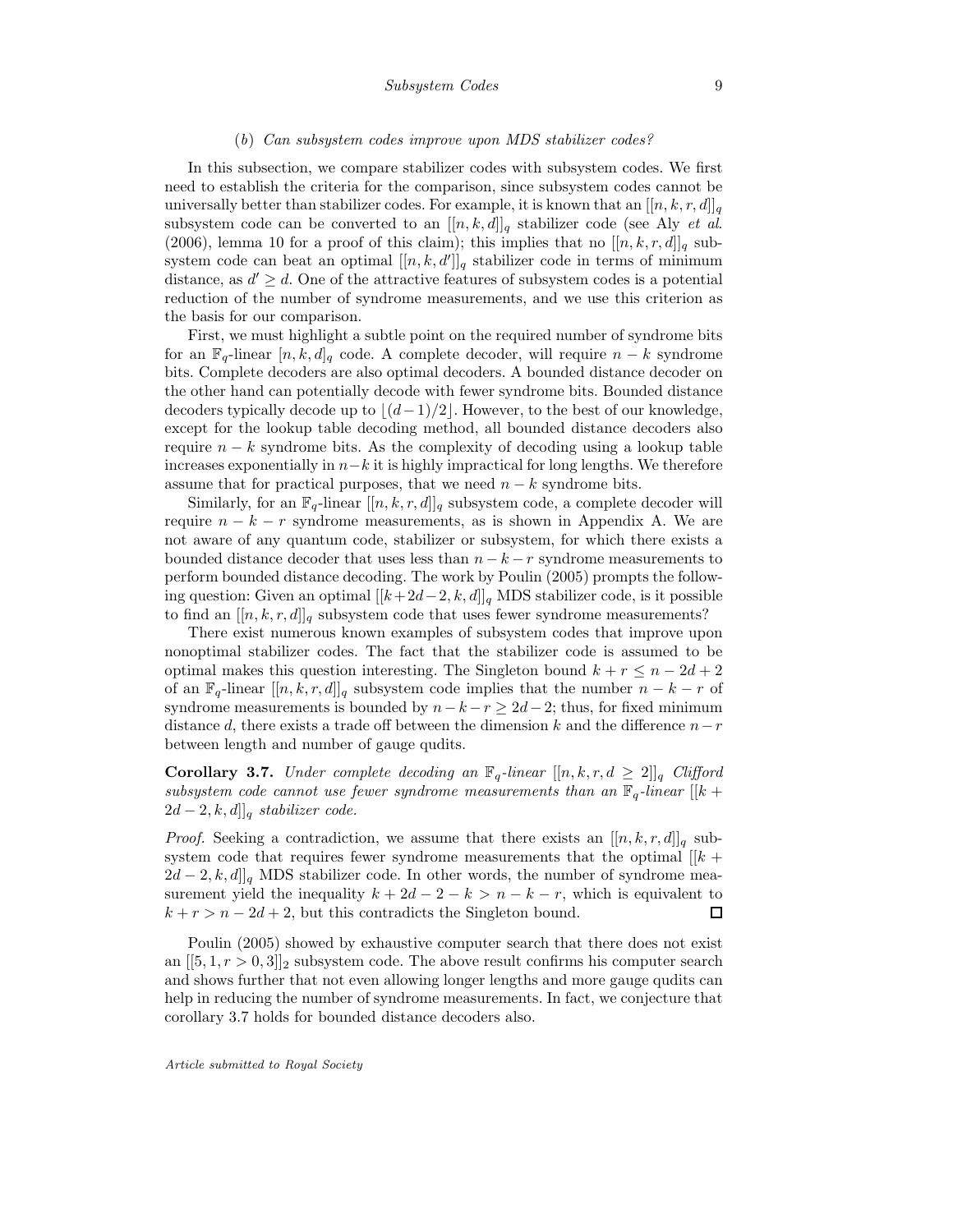### (b) *Can subsystem codes improve upon MDS stabilizer codes?*

In this subsection, we compare stabilizer codes with subsystem codes. We first need to establish the criteria for the comparison, since subsystem codes cannot be universally better than stabilizer codes. For example, it is known that an $[[n, k, r, d]]_q$ subsystem code can be converted to an $[[n, k, d]]_q$ stabilizer code (see Aly *et al.* (2006), lemma 10 for a proof of this claim); this implies that no $[[n, k, r, d]]_q$ subsystem code can beat an optimal $[[n, k, d']]_q$ stabilizer code in terms of minimum distance, as $d' \geq d$. One of the attractive features of subsystem codes is a potential reduction of the number of syndrome measurements, and we use this criterion as the basis for our comparison.

First, we must highlight a subtle point on the required number of syndrome bits for an $\mathbb{F}_q$-linear $[n, k, d]_q$ code. A complete decoder, will require $n-k$ syndrome bits. Complete decoders are also optimal decoders. A bounded distance decoder on the other hand can potentially decode with fewer syndrome bits. Bounded distance decoders typically decode up to $\lfloor (d-1)/2 \rfloor$. However, to the best of our knowledge, except for the lookup table decoding method, all bounded distance decoders also require $n-k$ syndrome bits. As the complexity of decoding using a lookup table increases exponentially in $n-k$ it is highly impractical for long lengths. We therefore assume that for practical purposes, that we need $n-k$ syndrome bits.

Similarly, for an $\mathbb{F}_q$-linear $[[n, k, r, d]]_q$ subsystem code, a complete decoder will require $n-k-r$ syndrome measurements, as is shown in Appendix A. We are not aware of any quantum code, stabilizer or subsystem, for which there exists a bounded distance decoder that uses less than $n-k-r$ syndrome measurements to perform bounded distance decoding. The work by Poulin (2005) prompts the following question: Given an optimal $[[k+2d-2, k, d]]_q$ MDS stabilizer code, is it possible to find an $[[n, k, r, d]]_q$ subsystem code that uses fewer syndrome measurements?

There exist numerous known examples of subsystem codes that improve upon nonoptimal stabilizer codes. The fact that the stabilizer code is assumed to be optimal makes this question interesting. The Singleton bound $k + r \leq n - 2d + 2$ of an $\mathbb{F}_q$-linear $[[n, k, r, d]]_q$ subsystem code implies that the number $n - k - r$ of syndrome measurements is bounded by $n - k - r \geq 2d - 2$; thus, for fixed minimum distance $d$, there exists a trade off between the dimension $k$ and the difference $n - r$ between length and number of gauge qudits.

**Corollary 3.7.** *Under complete decoding an $\mathbb{F}_q$-linear $[[n, k, r, d \geq 2]]_q$ Clifford subsystem code cannot use fewer syndrome measurements than an $\mathbb{F}_q$-linear $[[k + 2d - 2, k, d]]_q$ stabilizer code.*

*Proof.* Seeking a contradiction, we assume that there exists an $[[n, k, r, d]]_q$ subsystem code that requires fewer syndrome measurements that the optimal $[[k + 2d - 2, k, d]]_q$ MDS stabilizer code. In other words, the number of syndrome measurement yield the inequality $k + 2d - 2 - k > n - k - r$, which is equivalent to $k + r > n - 2d + 2$, but this contradicts the Singleton bound. □

Poulin (2005) showed by exhaustive computer search that there does not exist an $[[5, 1, r > 0, 3]]_2$ subsystem code. The above result confirms his computer search and shows further that not even allowing longer lengths and more gauge qudits can help in reducing the number of syndrome measurements. In fact, we conjecture that corollary 3.7 holds for bounded distance decoders also.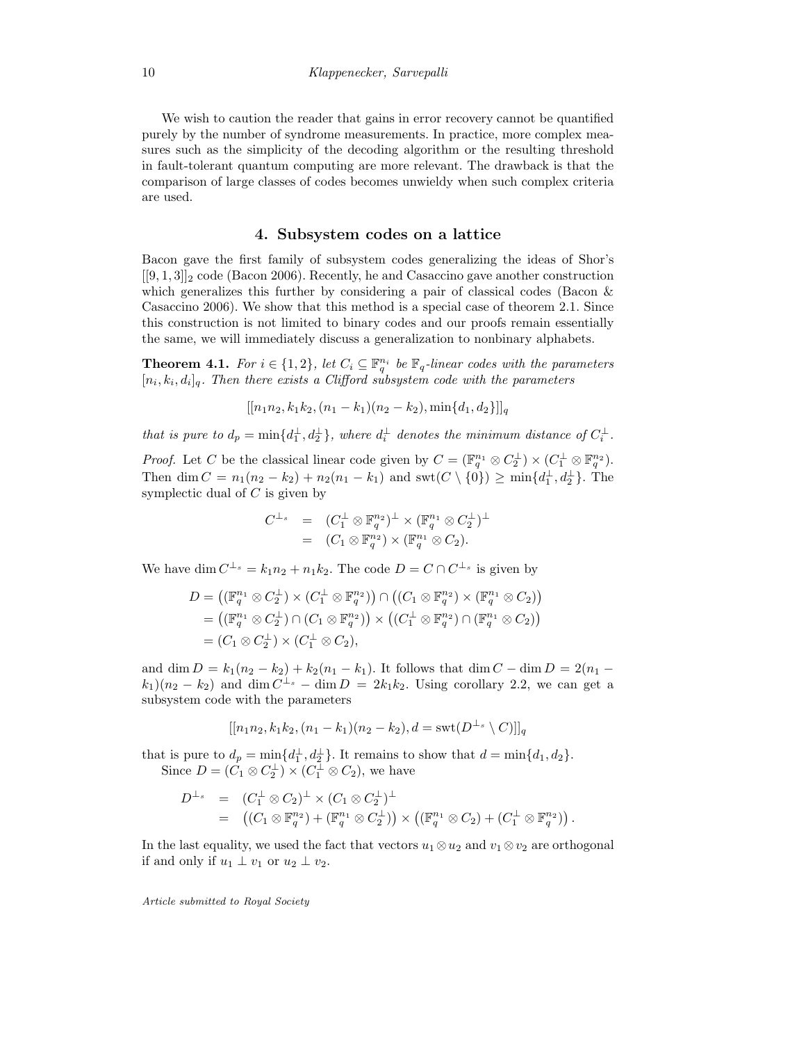We wish to caution the reader that gains in error recovery cannot be quantified purely by the number of syndrome measurements. In practice, more complex measures such as the simplicity of the decoding algorithm or the resulting threshold in fault-tolerant quantum computing are more relevant. The drawback is that the comparison of large classes of codes becomes unwieldy when such complex criteria are used.

## 4. Subsystem codes on a lattice

Bacon gave the first family of subsystem codes generalizing the ideas of Shor's $[[9,1,3]]_2$ code (Bacon 2006). Recently, he and Casaccino gave another construction which generalizes this further by considering a pair of classical codes (Bacon & Casaccino 2006). We show that this method is a special case of theorem 2.1. Since this construction is not limited to binary codes and our proofs remain essentially the same, we will immediately discuss a generalization to nonbinary alphabets.

**Theorem 4.1.** *For $i \in \{1,2\}$, let $C_i \subseteq \mathbb{F}_q^{n_i}$ be $\mathbb{F}_q$-linear codes with the parameters $[n_i, k_i, d_i]_q$. Then there exists a Clifford subsystem code with the parameters*

$$[[n_1 n_2, k_1 k_2, (n_1-k_1)(n_2-k_2), \min\{d_1, d_2\}]]_q$$

*that is pure to $d_p = \min\{d_1^\perp, d_2^\perp\}$, where $d_i^\perp$ denotes the minimum distance of $C_i^\perp$.*

*Proof.* Let $C$ be the classical linear code given by $C = (\mathbb{F}_q^{n_1} \otimes C_2^\perp) \times (C_1^\perp \otimes \mathbb{F}_q^{n_2})$. Then $\dim C = n_1(n_2-k_2) + n_2(n_1-k_1)$ and $\operatorname{swt}(C \setminus \{0\}) \geq \min\{d_1^\perp, d_2^\perp\}$. The symplectic dual of $C$ is given by

$$\begin{aligned} C^{\perp_s} &= (C_1^\perp \otimes \mathbb{F}_q^{n_2})^\perp \times (\mathbb{F}_q^{n_1} \otimes C_2^\perp)^\perp \\ &= (C_1 \otimes \mathbb{F}_q^{n_2}) \times (\mathbb{F}_q^{n_1} \otimes C_2). \end{aligned}$$

We have $\dim C^{\perp_s} = k_1 n_2 + n_1 k_2$. The code $D = C \cap C^{\perp_s}$ is given by

$$\begin{aligned} D &= \big((\mathbb{F}_q^{n_1} \otimes C_2^\perp) \times (C_1^\perp \otimes \mathbb{F}_q^{n_2})\big) \cap \big((C_1 \otimes \mathbb{F}_q^{n_2}) \times (\mathbb{F}_q^{n_1} \otimes C_2)\big) \\ &= \big((\mathbb{F}_q^{n_1} \otimes C_2^\perp) \cap (C_1 \otimes \mathbb{F}_q^{n_2})\big) \times \big((C_1^\perp \otimes \mathbb{F}_q^{n_2}) \cap (\mathbb{F}_q^{n_1} \otimes C_2)\big) \\ &= (C_1 \otimes C_2^\perp) \times (C_1^\perp \otimes C_2), \end{aligned}$$

and $\dim D = k_1(n_2-k_2) + k_2(n_1-k_1)$. It follows that $\dim C - \dim D = 2(n_1-k_1)(n_2-k_2)$ and $\dim C^{\perp_s} - \dim D = 2k_1k_2$. Using corollary 2.2, we can get a subsystem code with the parameters

$$[[n_1 n_2, k_1 k_2, (n_1-k_1)(n_2-k_2), d = \operatorname{swt}(D^{\perp_s} \setminus C)]]_q$$

that is pure to $d_p = \min\{d_1^\perp, d_2^\perp\}$. It remains to show that $d = \min\{d_1, d_2\}$.

Since $D = (C_1 \otimes C_2^\perp) \times (C_1^\perp \otimes C_2)$, we have

$$\begin{aligned} D^{\perp_s} &= (C_1^\perp \otimes C_2)^\perp \times (C_1 \otimes C_2^\perp)^\perp \\ &= \big((C_1 \otimes \mathbb{F}_q^{n_2}) + (\mathbb{F}_q^{n_1} \otimes C_2^\perp)\big) \times \big((\mathbb{F}_q^{n_1} \otimes C_2) + (C_1^\perp \otimes \mathbb{F}_q^{n_2})\big). \end{aligned}$$

In the last equality, we used the fact that vectors $u_1 \otimes u_2$ and $v_1 \otimes v_2$ are orthogonal if and only if $u_1 \perp v_1$ or $u_2 \perp v_2$.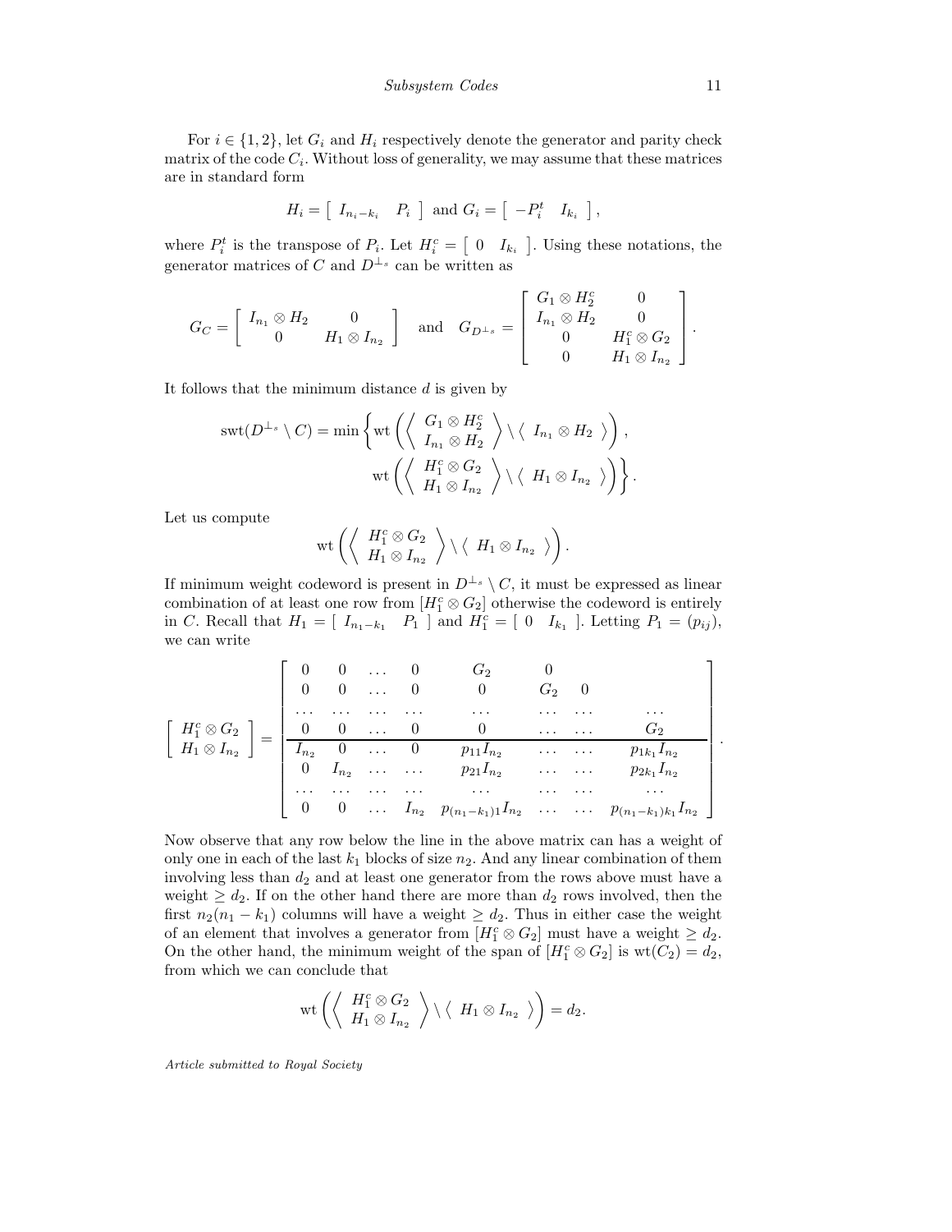For $i \in \{1, 2\}$, let $G_i$ and $H_i$ respectively denote the generator and parity check matrix of the code $C_i$. Without loss of generality, we may assume that these matrices are in standard form

$$H_i = \left[ \begin{array}{cc} I_{n_i-k_i} & P_i \end{array} \right] \text{ and } G_i = \left[ \begin{array}{cc} -P_i^t & I_{k_i} \end{array} \right],$$

where $P_i^t$ is the transpose of $P_i$. Let $H_i^c = \left[ \begin{array}{cc} 0 & I_{k_i} \end{array} \right]$. Using these notations, the generator matrices of $C$ and $D^{\perp_s}$ can be written as

$$G_C = \left[ \begin{array}{cc} I_{n_1} \otimes H_2 & 0 \\ 0 & H_1 \otimes I_{n_2} \end{array} \right] \quad \text{and} \quad G_{D^{\perp_s}} = \left[ \begin{array}{cc} G_1 \otimes H_2^c & 0 \\ I_{n_1} \otimes H_2 & 0 \\ 0 & H_1^c \otimes G_2 \\ 0 & H_1 \otimes I_{n_2} \end{array} \right].$$

It follows that the minimum distance $d$ is given by

$$\begin{aligned} \text{swt}(D^{\perp_s} \setminus C) = \min \Bigg\{ & \text{wt}\left( \left\langle \begin{array}{c} G_1 \otimes H_2^c \\ I_{n_1} \otimes H_2 \end{array} \right\rangle \setminus \left\langle \begin{array}{c} I_{n_1} \otimes H_2 \end{array} \right\rangle \right), \\ & \text{wt}\left( \left\langle \begin{array}{c} H_1^c \otimes G_2 \\ H_1 \otimes I_{n_2} \end{array} \right\rangle \setminus \left\langle \begin{array}{c} H_1 \otimes I_{n_2} \end{array} \right\rangle \right) \Bigg\}. \end{aligned}$$

Let us compute

$$\text{wt}\left( \left\langle \begin{array}{c} H_1^c \otimes G_2 \\ H_1 \otimes I_{n_2} \end{array} \right\rangle \setminus \left\langle \begin{array}{c} H_1 \otimes I_{n_2} \end{array} \right\rangle \right).$$

If minimum weight codeword is present in $D^{\perp_s} \setminus C$, it must be expressed as linear combination of at least one row from $[H_1^c \otimes G_2]$ otherwise the codeword is entirely in $C$. Recall that $H_1 = \left[ \begin{array}{cc} I_{n_1-k_1} & P_1 \end{array} \right]$ and $H_1^c = \left[ \begin{array}{cc} 0 & I_{k_1} \end{array} \right]$. Letting $P_1 = (p_{ij})$, we can write

$$\left[ \begin{array}{c} H_1^c \otimes G_2 \\ H_1 \otimes I_{n_2} \end{array} \right] = \left[ \begin{array}{cccccccc} 0 & 0 & \ldots & 0 & G_2 & 0 & & \\ 0 & 0 & \ldots & 0 & 0 & G_2 & 0 & \\ \ldots & \ldots & \ldots & \ldots & \ldots & \ldots & \ldots & \ldots \\ 0 & 0 & \ldots & 0 & 0 & \ldots & \ldots & G_2 \\ \hline I_{n_2} & 0 & \ldots & 0 & p_{11} I_{n_2} & \ldots & \ldots & p_{1k_1} I_{n_2} \\ 0 & I_{n_2} & \ldots & \ldots & p_{21} I_{n_2} & \ldots & \ldots & p_{2k_1} I_{n_2} \\ \ldots & \ldots & \ldots & \ldots & \ldots & \ldots & \ldots & \ldots \\ 0 & 0 & \ldots & I_{n_2} & p_{(n_1-k_1)1} I_{n_2} & \ldots & \ldots & p_{(n_1-k_1)k_1} I_{n_2} \end{array} \right].$$

Now observe that any row below the line in the above matrix can has a weight of only one in each of the last $k_1$ blocks of size $n_2$. And any linear combination of them involving less than $d_2$ and at least one generator from the rows above must have a weight $\geq d_2$. If on the other hand there are more than $d_2$ rows involved, then the first $n_2(n_1 - k_1)$ columns will have a weight $\geq d_2$. Thus in either case the weight of an element that involves a generator from $[H_1^c \otimes G_2]$ must have a weight $\geq d_2$. On the other hand, the minimum weight of the span of $[H_1^c \otimes G_2]$ is $\text{wt}(C_2) = d_2$, from which we can conclude that

$$\text{wt}\left( \left\langle \begin{array}{c} H_1^c \otimes G_2 \\ H_1 \otimes I_{n_2} \end{array} \right\rangle \setminus \left\langle \begin{array}{c} H_1 \otimes I_{n_2} \end{array} \right\rangle \right) = d_2.$$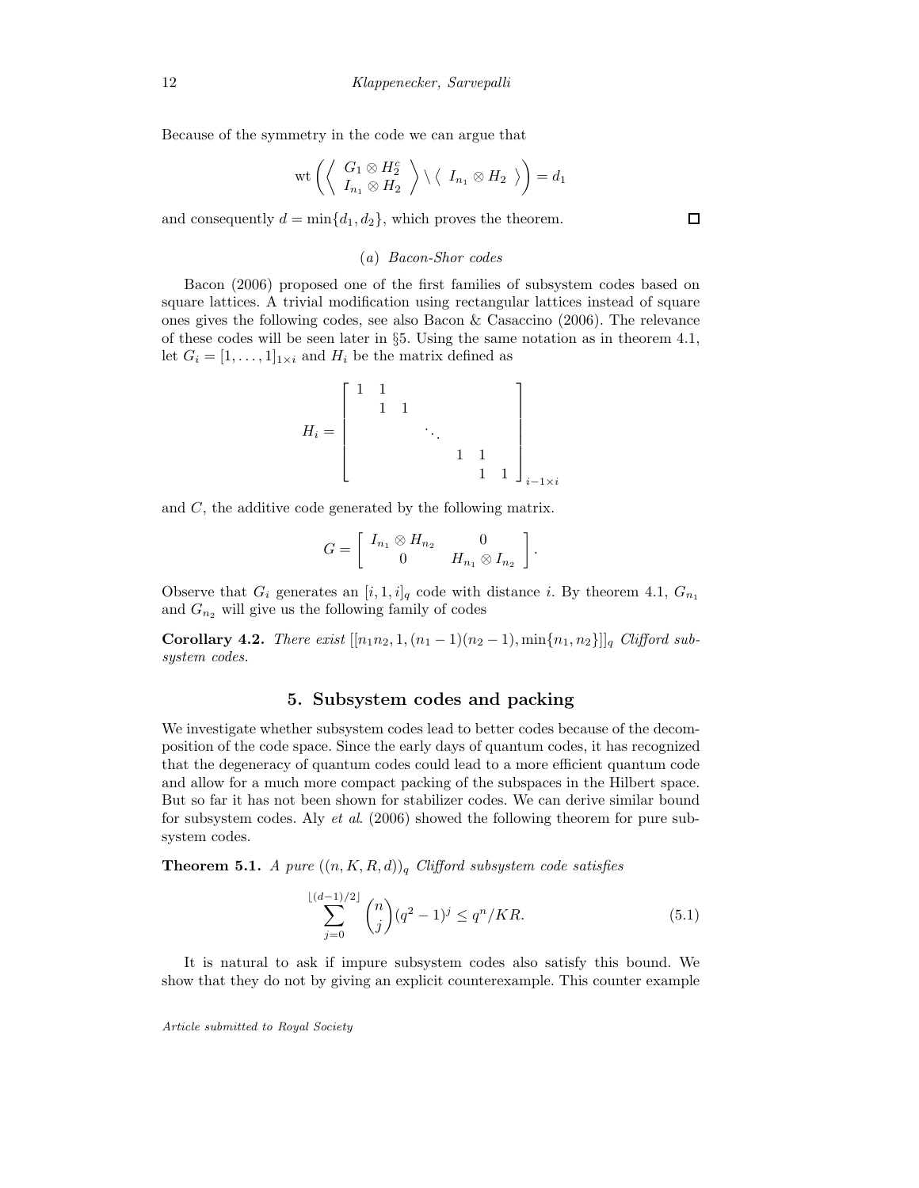Because of the symmetry in the code we can argue that

$$\mathrm{wt}\left(\left\langle \begin{array}{c} G_1 \otimes H_2^c \\ I_{n_1} \otimes H_2 \end{array} \right\rangle \setminus \left\langle \ I_{n_1} \otimes H_2 \ \right\rangle\right) = d_1$$

and consequently $d = \min\{d_1, d_2\}$, which proves the theorem. $\square$

### (a) Bacon-Shor codes

Bacon (2006) proposed one of the first families of subsystem codes based on square lattices. A trivial modification using rectangular lattices instead of square ones gives the following codes, see also Bacon & Casaccino (2006). The relevance of these codes will be seen later in §5. Using the same notation as in theorem 4.1, let $G_i = [1, \ldots, 1]_{1\times i}$ and $H_i$ be the matrix defined as

$$H_i = \left[\begin{array}{cccccc} 1 & 1 & & & & \\ & 1 & 1 & & & \\ & & & \ddots & & \\ & & & & 1 & 1 & \\ & & & & & 1 & 1 \end{array}\right]_{i-1\times i}$$

and $C$, the additive code generated by the following matrix.

$$G = \left[\begin{array}{cc} I_{n_1} \otimes H_{n_2} & 0 \\ 0 & H_{n_1} \otimes I_{n_2} \end{array}\right].$$

Observe that $G_i$ generates an $[i, 1, i]_q$ code with distance $i$. By theorem 4.1, $G_{n_1}$ and $G_{n_2}$ will give us the following family of codes

**Corollary 4.2.** *There exist* $[[n_1n_2, 1, (n_1-1)(n_2-1), \min\{n_1, n_2\}]]_q$ *Clifford subsystem codes.*

## 5. Subsystem codes and packing

We investigate whether subsystem codes lead to better codes because of the decomposition of the code space. Since the early days of quantum codes, it has recognized that the degeneracy of quantum codes could lead to a more efficient quantum code and allow for a much more compact packing of the subspaces in the Hilbert space. But so far it has not been shown for stabilizer codes. We can derive similar bound for subsystem codes. Aly *et al*. (2006) showed the following theorem for pure subsystem codes.

**Theorem 5.1.** *A pure* $((n, K, R, d))_q$ *Clifford subsystem code satisfies*

$$\sum_{j=0}^{\lfloor (d-1)/2 \rfloor} \binom{n}{j} (q^2-1)^j \le q^n / KR. \tag{5.1}$$

It is natural to ask if impure subsystem codes also satisfy this bound. We show that they do not by giving an explicit counterexample. This counter example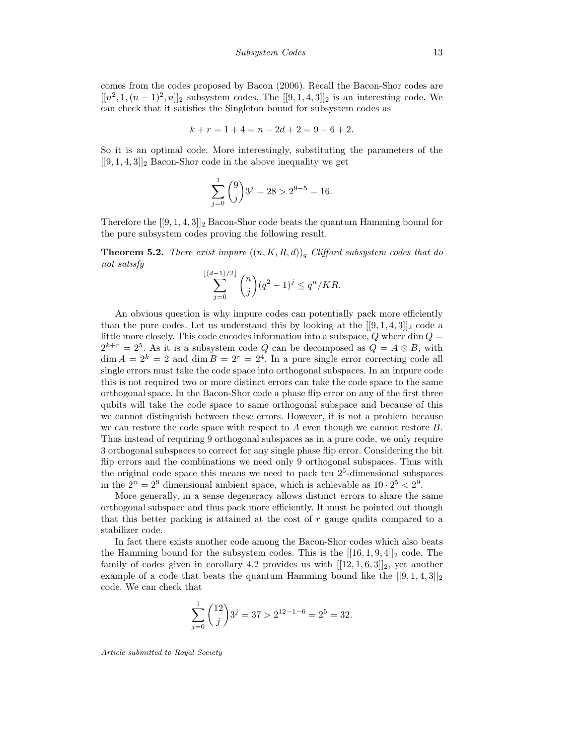comes from the codes proposed by Bacon (2006). Recall the Bacon-Shor codes are $[[n^2, 1, (n-1)^2, n]]_2$ subsystem codes. The $[[9,1,4,3]]_2$ is an interesting code. We can check that it satisfies the Singleton bound for subsystem codes as

$$k + r = 1 + 4 = n - 2d + 2 = 9 - 6 + 2.$$

So it is an optimal code. More interestingly, substituting the parameters of the $[[9,1,4,3]]_2$ Bacon-Shor code in the above inequality we get

$$\sum_{j=0}^{1} \binom{9}{j} 3^j = 28 > 2^{9-5} = 16.$$

Therefore the $[[9,1,4,3]]_2$ Bacon-Shor code beats the quantum Hamming bound for the pure subsystem codes proving the following result.

**Theorem 5.2.** *There exist impure $((n, K, R, d))_q$ Clifford subsystem codes that do not satisfy*

$$\sum_{j=0}^{\lfloor (d-1)/2 \rfloor} \binom{n}{j} (q^2 - 1)^j \leq q^n / KR.$$

An obvious question is why impure codes can potentially pack more efficiently than the pure codes. Let us understand this by looking at the $[[9,1,4,3]]_2$ code a little more closely. This code encodes information into a subspace, $Q$ where $\dim Q = 2^{k+r} = 2^5$. As it is a subsystem code $Q$ can be decomposed as $Q = A \otimes B$, with $\dim A = 2^k = 2$ and $\dim B = 2^r = 2^4$. In a pure single error correcting code all single errors must take the code space into orthogonal subspaces. In an impure code this is not required two or more distinct errors can take the code space to the same orthogonal space. In the Bacon-Shor code a phase flip error on any of the first three qubits will take the code space to same orthogonal subspace and because of this we cannot distinguish between these errors. However, it is not a problem because we can restore the code space with respect to $A$ even though we cannot restore $B$. Thus instead of requiring 9 orthogonal subspaces as in a pure code, we only require 3 orthogonal subspaces to correct for any single phase flip error. Considering the bit flip errors and the combinations we need only 9 orthogonal subspaces. Thus with the original code space this means we need to pack ten $2^5$-dimensional subspaces in the $2^n = 2^9$ dimensional ambient space, which is achievable as $10 \cdot 2^5 < 2^9$.

More generally, in a sense degeneracy allows distinct errors to share the same orthogonal subspace and thus pack more efficiently. It must be pointed out though that this better packing is attained at the cost of $r$ gauge qudits compared to a stabilizer code.

In fact there exists another code among the Bacon-Shor codes which also beats the Hamming bound for the subsystem codes. This is the $[[16,1,9,4]]_2$ code. The family of codes given in corollary 4.2 provides us with $[[12,1,6,3]]_2$, yet another example of a code that beats the quantum Hamming bound like the $[[9,1,4,3]]_2$ code. We can check that

$$\sum_{j=0}^{1} \binom{12}{j} 3^j = 37 > 2^{12-1-6} = 2^5 = 32.$$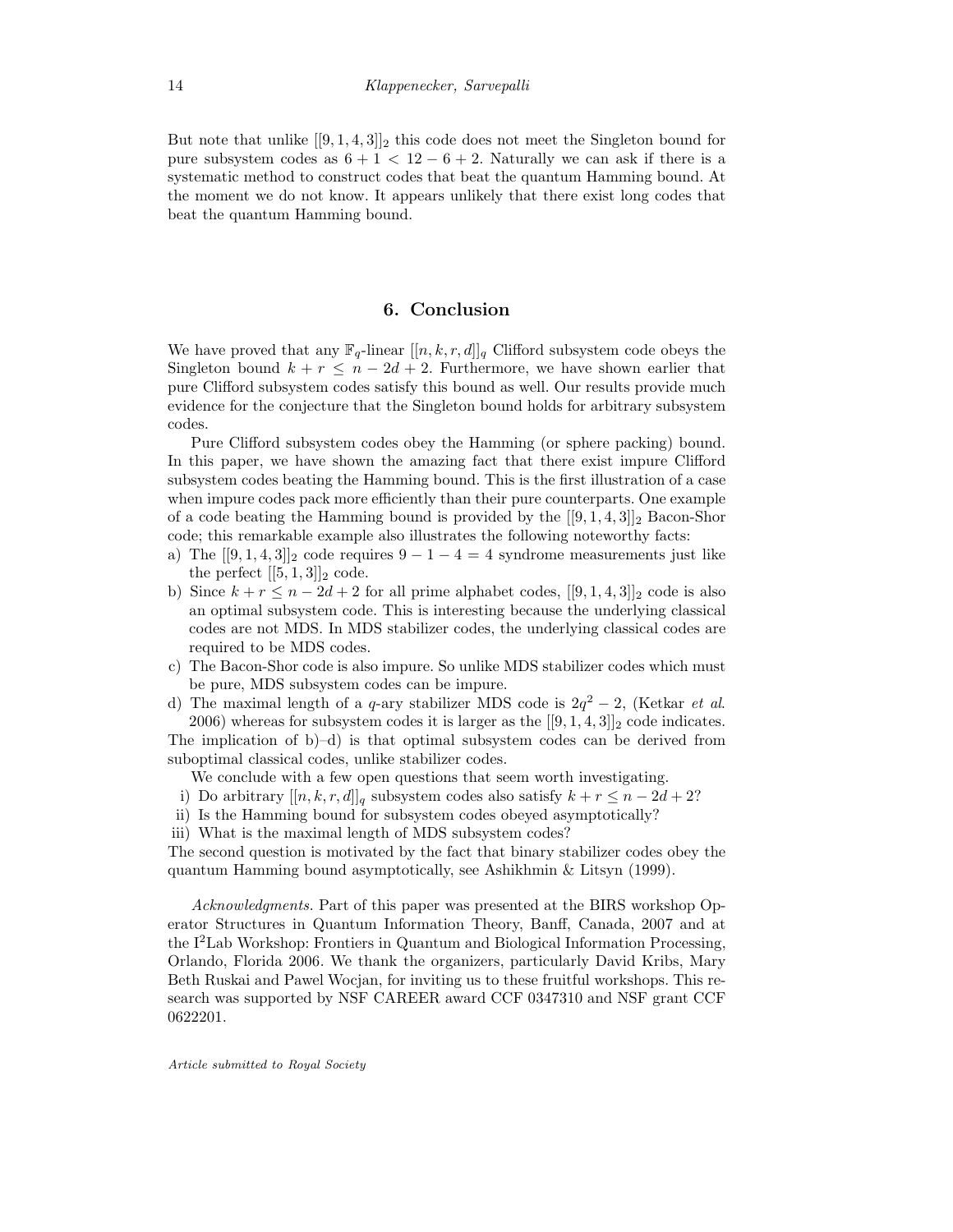But note that unlike $[[9,1,4,3]]_2$ this code does not meet the Singleton bound for pure subsystem codes as $6+1 < 12-6+2$. Naturally we can ask if there is a systematic method to construct codes that beat the quantum Hamming bound. At the moment we do not know. It appears unlikely that there exist long codes that beat the quantum Hamming bound.

## 6. Conclusion

We have proved that any $\mathbb{F}_q$-linear $[[n,k,r,d]]_q$ Clifford subsystem code obeys the Singleton bound $k+r \leq n-2d+2$. Furthermore, we have shown earlier that pure Clifford subsystem codes satisfy this bound as well. Our results provide much evidence for the conjecture that the Singleton bound holds for arbitrary subsystem codes.

Pure Clifford subsystem codes obey the Hamming (or sphere packing) bound. In this paper, we have shown the amazing fact that there exist impure Clifford subsystem codes beating the Hamming bound. This is the first illustration of a case when impure codes pack more efficiently than their pure counterparts. One example of a code beating the Hamming bound is provided by the $[[9,1,4,3]]_2$ Bacon-Shor code; this remarkable example also illustrates the following noteworthy facts:

a) The $[[9,1,4,3]]_2$ code requires $9-1-4=4$ syndrome measurements just like the perfect $[[5,1,3]]_2$ code.
b) Since $k+r \leq n-2d+2$ for all prime alphabet codes, $[[9,1,4,3]]_2$ code is also an optimal subsystem code. This is interesting because the underlying classical codes are not MDS. In MDS stabilizer codes, the underlying classical codes are required to be MDS codes.
c) The Bacon-Shor code is also impure. So unlike MDS stabilizer codes which must be pure, MDS subsystem codes can be impure.
d) The maximal length of a $q$-ary stabilizer MDS code is $2q^2-2$, (Ketkar *et al.* 2006) whereas for subsystem codes it is larger as the $[[9,1,4,3]]_2$ code indicates.

The implication of b)–d) is that optimal subsystem codes can be derived from suboptimal classical codes, unlike stabilizer codes.

We conclude with a few open questions that seem worth investigating.

i) Do arbitrary $[[n,k,r,d]]_q$ subsystem codes also satisfy $k+r \leq n-2d+2$?
ii) Is the Hamming bound for subsystem codes obeyed asymptotically?
iii) What is the maximal length of MDS subsystem codes?

The second question is motivated by the fact that binary stabilizer codes obey the quantum Hamming bound asymptotically, see Ashikhmin & Litsyn (1999).

*Acknowledgments.* Part of this paper was presented at the BIRS workshop Operator Structures in Quantum Information Theory, Banff, Canada, 2007 and at the I$^2$Lab Workshop: Frontiers in Quantum and Biological Information Processing, Orlando, Florida 2006. We thank the organizers, particularly David Kribs, Mary Beth Ruskai and Pawel Wocjan, for inviting us to these fruitful workshops. This research was supported by NSF CAREER award CCF 0347310 and NSF grant CCF 0622201.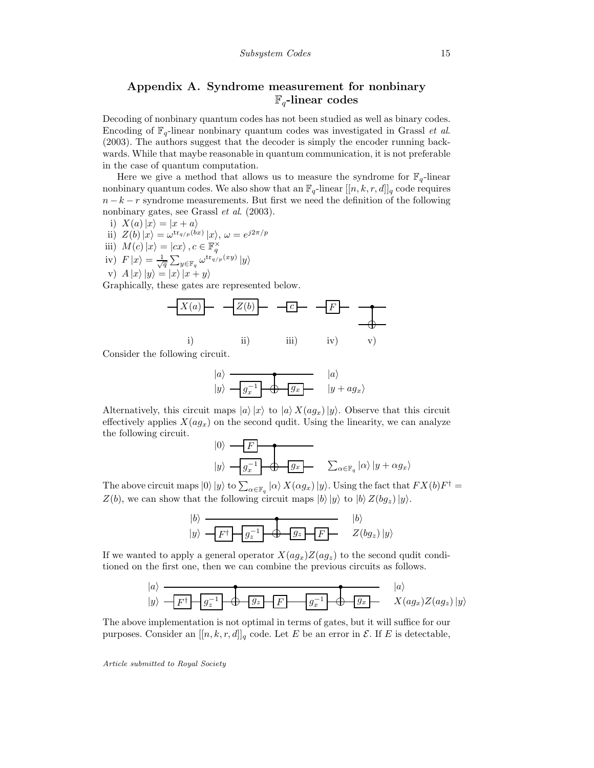## Appendix A. Syndrome measurement for nonbinary $\mathbb{F}_q$-linear codes

Decoding of nonbinary quantum codes has not been studied as well as binary codes. Encoding of $\mathbb{F}_q$-linear nonbinary quantum codes was investigated in Grassl *et al.* (2003). The authors suggest that the decoder is simply the encoder running backwards. While that maybe reasonable in quantum communication, it is not preferable in the case of quantum computation.

Here we give a method that allows us to measure the syndrome for $\mathbb{F}_q$-linear nonbinary quantum codes. We also show that an $\mathbb{F}_q$-linear $[[n, k, r, d]]_q$ code requires $n - k - r$ syndrome measurements. But first we need the definition of the following nonbinary gates, see Grassl *et al.* (2003).

i) $X(a)\,|x\rangle = |x + a\rangle$
ii) $Z(b)\,|x\rangle = \omega^{\mathrm{tr}_{q/p}(bx)}\,|x\rangle$, $\omega = e^{j2\pi/p}$
iii) $M(c)\,|x\rangle = |cx\rangle\,, c \in \mathbb{F}_q^\times$
iv) $F\,|x\rangle = \frac{1}{\sqrt{q}}\sum_{y\in\mathbb{F}_q}\omega^{\mathrm{tr}_{q/p}(xy)}\,|y\rangle$
v) $A\,|x\rangle\,|y\rangle = |x\rangle\,|x + y\rangle$

Graphically, these gates are represented below.

i) $X(a)$ ii) $Z(b)$ iii) $c$ iv) $F$ v)

Consider the following circuit.

$|a\rangle$ ——•—— $|a\rangle$
$|y\rangle$ — $g_x^{-1}$ — ⊕ — $g_x$ — $|y + ag_x\rangle$

Alternatively, this circuit maps $|a\rangle\,|x\rangle$ to $|a\rangle\,X(ag_x)\,|y\rangle$. Observe that this circuit effectively applies $X(ag_x)$ on the second qudit. Using the linearity, we can analyze the following circuit.

$|0\rangle$ — $F$ —•——
$|y\rangle$ — $g_x^{-1}$ — ⊕ — $g_x$ — $\sum_{\alpha\in\mathbb{F}_q}|\alpha\rangle\,|y + \alpha g_x\rangle$

The above circuit maps $|0\rangle\,|y\rangle$ to $\sum_{\alpha\in\mathbb{F}_q}|\alpha\rangle\,X(\alpha g_x)\,|y\rangle$. Using the fact that $FX(b)F^\dagger = Z(b)$, we can show that the following circuit maps $|b\rangle\,|y\rangle$ to $|b\rangle\,Z(bg_z)\,|y\rangle$.

$|b\rangle$ ——————•———— $|b\rangle$
$|y\rangle$ — $F^\dagger$ — $g_z^{-1}$ — ⊕ — $g_z$ — $F$ — $Z(bg_z)\,|y\rangle$

If we wanted to apply a general operator $X(ag_x)Z(ag_z)$ to the second qudit conditioned on the first one, then we can combine the previous circuits as follows.

$|a\rangle$ ——————•——————————•—— $|a\rangle$
$|y\rangle$ — $F^\dagger$ — $g_z^{-1}$ — ⊕ — $g_z$ — $F$ — $g_x^{-1}$ — ⊕ — $g_x$ — $X(ag_x)Z(ag_z)\,|y\rangle$

The above implementation is not optimal in terms of gates, but it will suffice for our purposes. Consider an $[[n, k, r, d]]_q$ code. Let $E$ be an error in $\mathcal{E}$. If $E$ is detectable,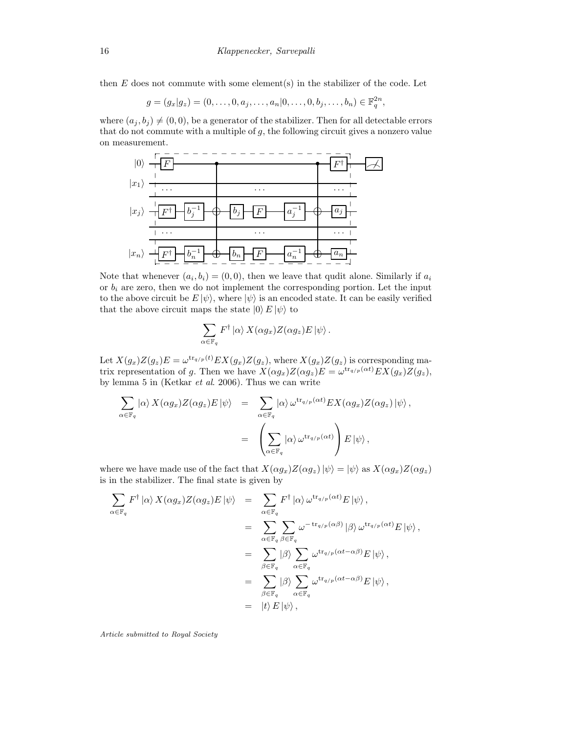then $E$ does not commute with some element(s) in the stabilizer of the code. Let

$$g = (g_x|g_z) = (0, \ldots, 0, a_j, \ldots, a_n|0, \ldots, 0, b_j, \ldots, b_n) \in \mathbb{F}_q^{2n},$$

where $(a_j, b_j) \neq (0, 0)$, be a generator of the stabilizer. Then for all detectable errors that do not commute with a multiple of $g$, the following circuit gives a nonzero value on measurement.

Note that whenever $(a_i, b_i) = (0, 0)$, then we leave that qudit alone. Similarly if $a_i$ or $b_i$ are zero, then we do not implement the corresponding portion. Let the input to the above circuit be $E|\psi\rangle$, where $|\psi\rangle$ is an encoded state. It can be easily verified that the above circuit maps the state $|0\rangle E|\psi\rangle$ to

$$\sum_{\alpha \in \mathbb{F}_q} F^\dagger |\alpha\rangle X(\alpha g_x) Z(\alpha g_z) E |\psi\rangle .$$

Let $X(g_x)Z(g_z)E = \omega^{\mathrm{tr}_{q/p}(t)} E X(g_x) Z(g_z)$, where $X(g_x)Z(g_z)$ is corresponding matrix representation of $g$. Then we have $X(\alpha g_x)Z(\alpha g_z)E = \omega^{\mathrm{tr}_{q/p}(\alpha t)} E X(g_x) Z(g_z)$, by lemma 5 in (Ketkar *et al*. 2006). Thus we can write

$$\begin{aligned}
\sum_{\alpha \in \mathbb{F}_q} |\alpha\rangle X(\alpha g_x) Z(\alpha g_z) E |\psi\rangle &= \sum_{\alpha \in \mathbb{F}_q} |\alpha\rangle \omega^{\mathrm{tr}_{q/p}(\alpha t)} E X(\alpha g_x) Z(\alpha g_z) |\psi\rangle , \\
&= \left( \sum_{\alpha \in \mathbb{F}_q} |\alpha\rangle \omega^{\mathrm{tr}_{q/p}(\alpha t)} \right) E |\psi\rangle ,
\end{aligned}$$

where we have made use of the fact that $X(\alpha g_x)Z(\alpha g_z)|\psi\rangle = |\psi\rangle$ as $X(\alpha g_x)Z(\alpha g_z)$ is in the stabilizer. The final state is given by

$$\begin{aligned}
\sum_{\alpha \in \mathbb{F}_q} F^\dagger |\alpha\rangle X(\alpha g_x) Z(\alpha g_z) E |\psi\rangle &= \sum_{\alpha \in \mathbb{F}_q} F^\dagger |\alpha\rangle \omega^{\mathrm{tr}_{q/p}(\alpha t)} E |\psi\rangle , \\
&= \sum_{\alpha \in \mathbb{F}_q} \sum_{\beta \in \mathbb{F}_q} \omega^{-\mathrm{tr}_{q/p}(\alpha\beta)} |\beta\rangle \omega^{\mathrm{tr}_{q/p}(\alpha t)} E |\psi\rangle , \\
&= \sum_{\beta \in \mathbb{F}_q} |\beta\rangle \sum_{\alpha \in \mathbb{F}_q} \omega^{\mathrm{tr}_{q/p}(\alpha t - \alpha\beta)} E |\psi\rangle , \\
&= \sum_{\beta \in \mathbb{F}_q} |\beta\rangle \sum_{\alpha \in \mathbb{F}_q} \omega^{\mathrm{tr}_{q/p}(\alpha t - \alpha\beta)} E |\psi\rangle , \\
&= |t\rangle E |\psi\rangle ,
\end{aligned}$$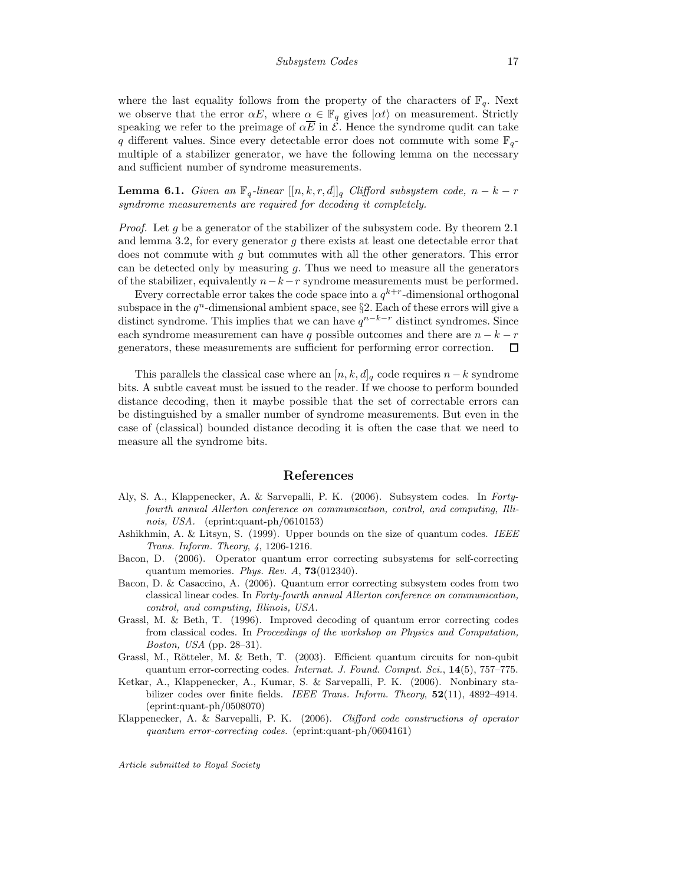where the last equality follows from the property of the characters of $\mathbb{F}_q$. Next we observe that the error $\alpha E$, where $\alpha \in \mathbb{F}_q$ gives $|\alpha t\rangle$ on measurement. Strictly speaking we refer to the preimage of $\alpha\overline{E}$ in $\mathcal{E}$. Hence the syndrome qudit can take $q$ different values. Since every detectable error does not commute with some $\mathbb{F}_q$-multiple of a stabilizer generator, we have the following lemma on the necessary and sufficient number of syndrome measurements.

**Lemma 6.1.** *Given an $\mathbb{F}_q$-linear $[[n,k,r,d]]_q$ Clifford subsystem code, $n-k-r$ syndrome measurements are required for decoding it completely.*

*Proof.* Let $g$ be a generator of the stabilizer of the subsystem code. By theorem 2.1 and lemma 3.2, for every generator $g$ there exists at least one detectable error that does not commute with $g$ but commutes with all the other generators. This error can be detected only by measuring $g$. Thus we need to measure all the generators of the stabilizer, equivalently $n-k-r$ syndrome measurements must be performed.

Every correctable error takes the code space into a $q^{k+r}$-dimensional orthogonal subspace in the $q^n$-dimensional ambient space, see §2. Each of these errors will give a distinct syndrome. This implies that we can have $q^{n-k-r}$ distinct syndromes. Since each syndrome measurement can have $q$ possible outcomes and there are $n-k-r$ generators, these measurements are sufficient for performing error correction. □

This parallels the classical case where an $[n,k,d]_q$ code requires $n-k$ syndrome bits. A subtle caveat must be issued to the reader. If we choose to perform bounded distance decoding, then it maybe possible that the set of correctable errors can be distinguished by a smaller number of syndrome measurements. But even in the case of (classical) bounded distance decoding it is often the case that we need to measure all the syndrome bits.

## References

Aly, S. A., Klappenecker, A. & Sarvepalli, P. K. (2006). Subsystem codes. In *Forty-fourth annual Allerton conference on communication, control, and computing, Illinois, USA.* (eprint:quant-ph/0610153)

Ashikhmin, A. & Litsyn, S. (1999). Upper bounds on the size of quantum codes. *IEEE Trans. Inform. Theory*, *4*, 1206-1216.

Bacon, D. (2006). Operator quantum error correcting subsystems for self-correcting quantum memories. *Phys. Rev. A*, **73**(012340).

Bacon, D. & Casaccino, A. (2006). Quantum error correcting subsystem codes from two classical linear codes. In *Forty-fourth annual Allerton conference on communication, control, and computing, Illinois, USA*.

Grassl, M. & Beth, T. (1996). Improved decoding of quantum error correcting codes from classical codes. In *Proceedings of the workshop on Physics and Computation, Boston, USA* (pp. 28–31).

Grassl, M., Rötteler, M. & Beth, T. (2003). Efficient quantum circuits for non-qubit quantum error-correcting codes. *Internat. J. Found. Comput. Sci.*, **14**(5), 757–775.

Ketkar, A., Klappenecker, A., Kumar, S. & Sarvepalli, P. K. (2006). Nonbinary stabilizer codes over finite fields. *IEEE Trans. Inform. Theory*, **52**(11), 4892–4914. (eprint:quant-ph/0508070)

Klappenecker, A. & Sarvepalli, P. K. (2006). *Clifford code constructions of operator quantum error-correcting codes.* (eprint:quant-ph/0604161)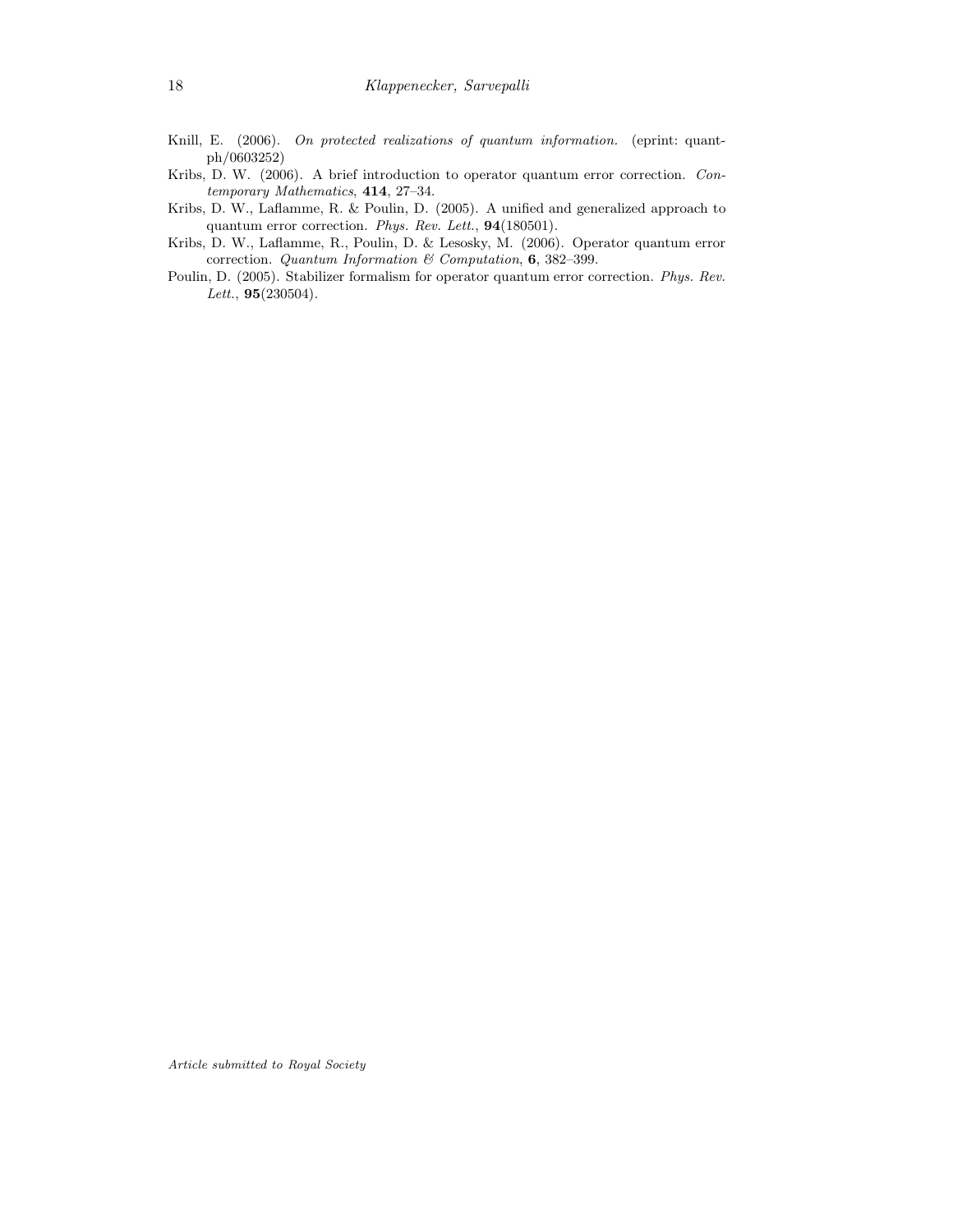Knill, E. (2006). *On protected realizations of quantum information.* (eprint: quant-ph/0603252)

Kribs, D. W. (2006). A brief introduction to operator quantum error correction. *Contemporary Mathematics*, **414**, 27–34.

Kribs, D. W., Laflamme, R. & Poulin, D. (2005). A unified and generalized approach to quantum error correction. *Phys. Rev. Lett.*, **94**(180501).

Kribs, D. W., Laflamme, R., Poulin, D. & Lesosky, M. (2006). Operator quantum error correction. *Quantum Information & Computation*, **6**, 382–399.

Poulin, D. (2005). Stabilizer formalism for operator quantum error correction. *Phys. Rev. Lett.*, **95**(230504).